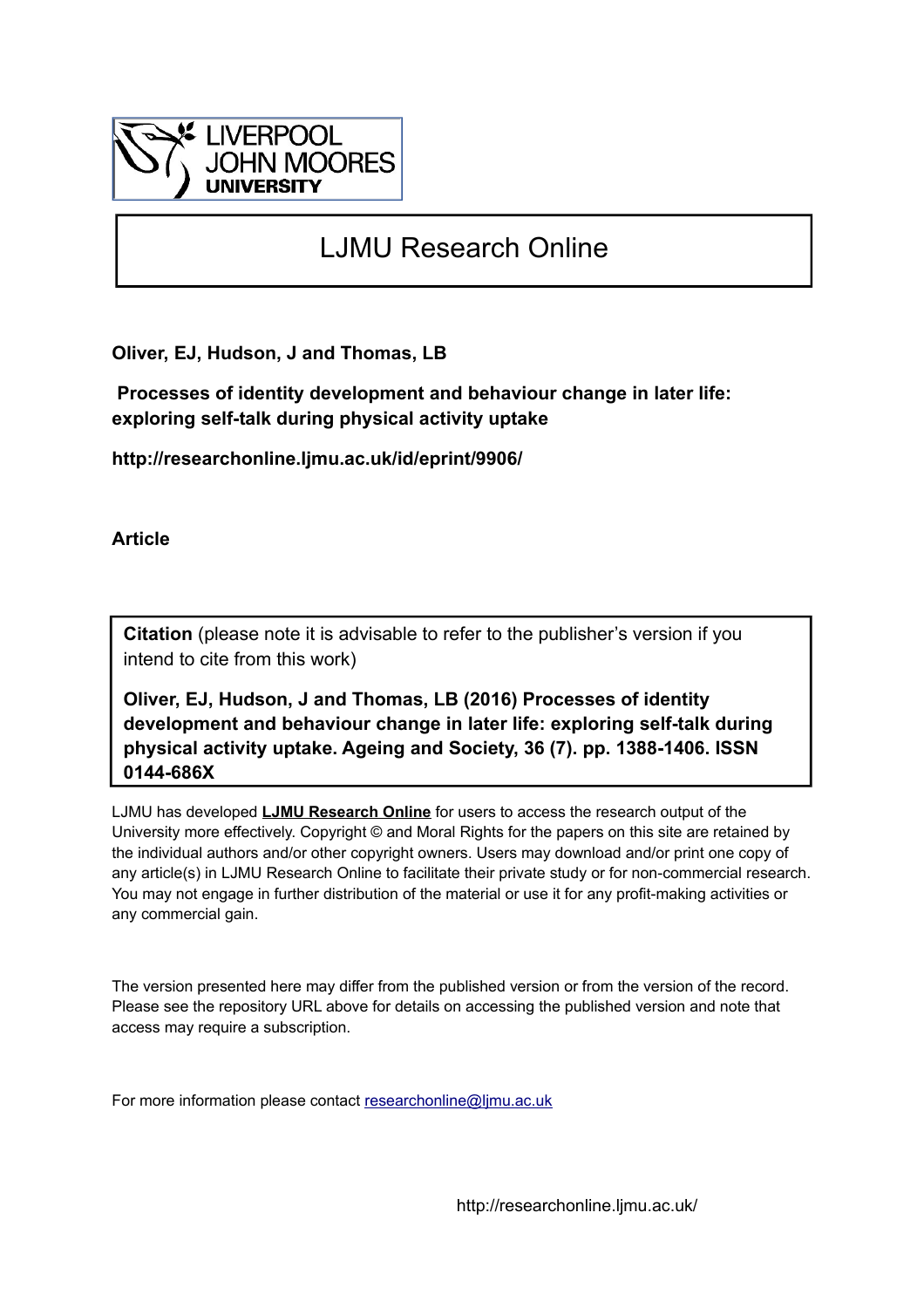LIVERPOOL JOHN MOORES UNIVERSITY

# LJMU Research Online

**Oliver, EJ, Hudson, J and Thomas, LB**

**Processes of identity development and behaviour change in later life: exploring self-talk during physical activity uptake**

**http://researchonline.ljmu.ac.uk/id/eprint/9906/**

**Article**

**Citation** (please note it is advisable to refer to the publisher's version if you intend to cite from this work)

**Oliver, EJ, Hudson, J and Thomas, LB (2016) Processes of identity development and behaviour change in later life: exploring self-talk during physical activity uptake. Ageing and Society, 36 (7). pp. 1388-1406. ISSN 0144-686X**

LJMU has developed **LJMU Research Online** for users to access the research output of the University more effectively. Copyright © and Moral Rights for the papers on this site are retained by the individual authors and/or other copyright owners. Users may download and/or print one copy of any article(s) in LJMU Research Online to facilitate their private study or for non-commercial research. You may not engage in further distribution of the material or use it for any profit-making activities or any commercial gain.

The version presented here may differ from the published version or from the version of the record. Please see the repository URL above for details on accessing the published version and note that access may require a subscription.

For more information please contact researchonline@ljmu.ac.uk

http://researchonline.ljmu.ac.uk/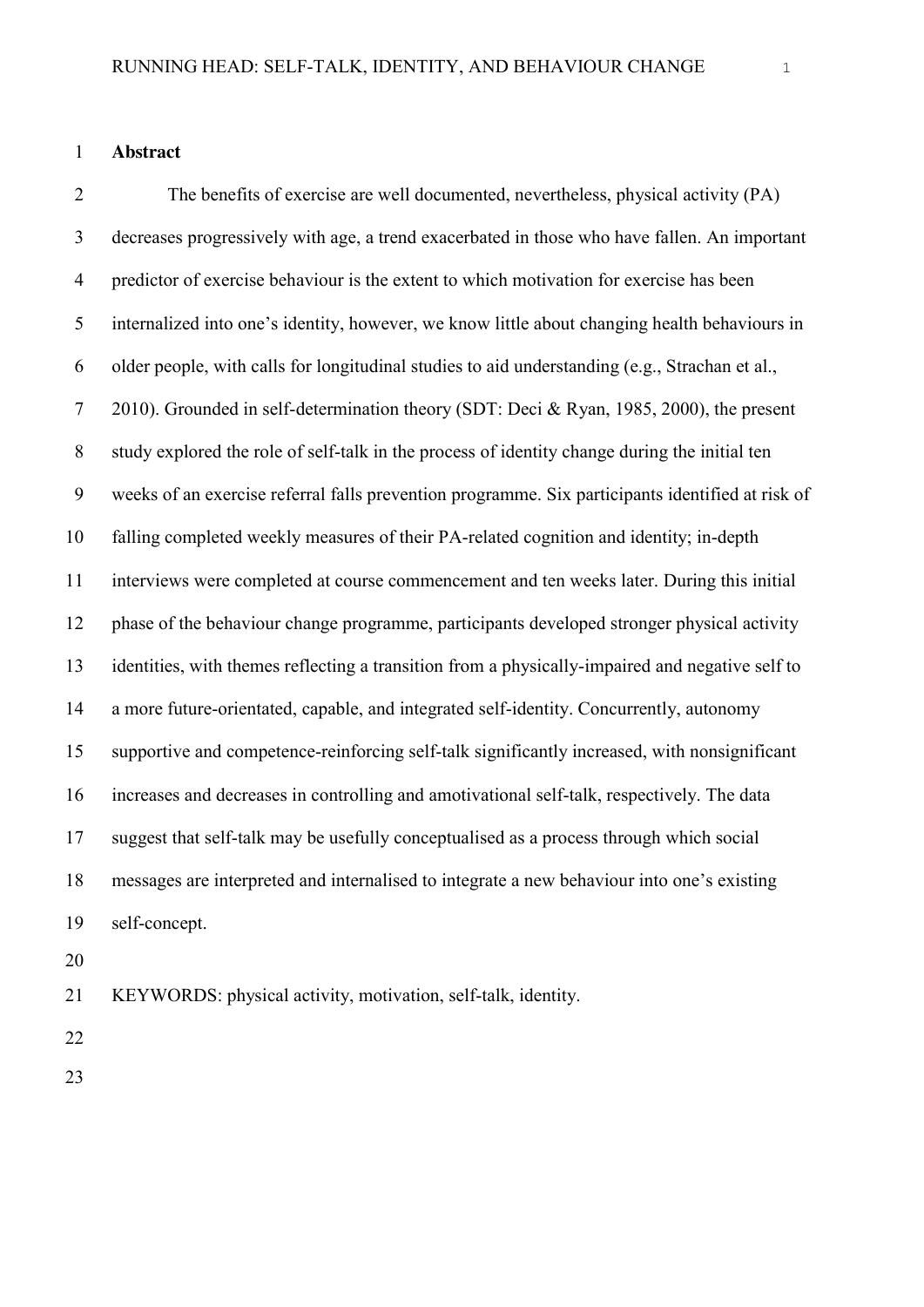## Abstract

The benefits of exercise are well documented, nevertheless, physical activity (PA) decreases progressively with age, a trend exacerbated in those who have fallen. An important predictor of exercise behaviour is the extent to which motivation for exercise has been internalized into one's identity, however, we know little about changing health behaviours in older people, with calls for longitudinal studies to aid understanding (e.g., Strachan et al., 2010). Grounded in self-determination theory (SDT: Deci & Ryan, 1985, 2000), the present study explored the role of self-talk in the process of identity change during the initial ten weeks of an exercise referral falls prevention programme. Six participants identified at risk of falling completed weekly measures of their PA-related cognition and identity; in-depth interviews were completed at course commencement and ten weeks later. During this initial phase of the behaviour change programme, participants developed stronger physical activity identities, with themes reflecting a transition from a physically-impaired and negative self to a more future-orientated, capable, and integrated self-identity. Concurrently, autonomy supportive and competence-reinforcing self-talk significantly increased, with nonsignificant increases and decreases in controlling and amotivational self-talk, respectively. The data suggest that self-talk may be usefully conceptualised as a process through which social messages are interpreted and internalised to integrate a new behaviour into one's existing self-concept.

KEYWORDS: physical activity, motivation, self-talk, identity.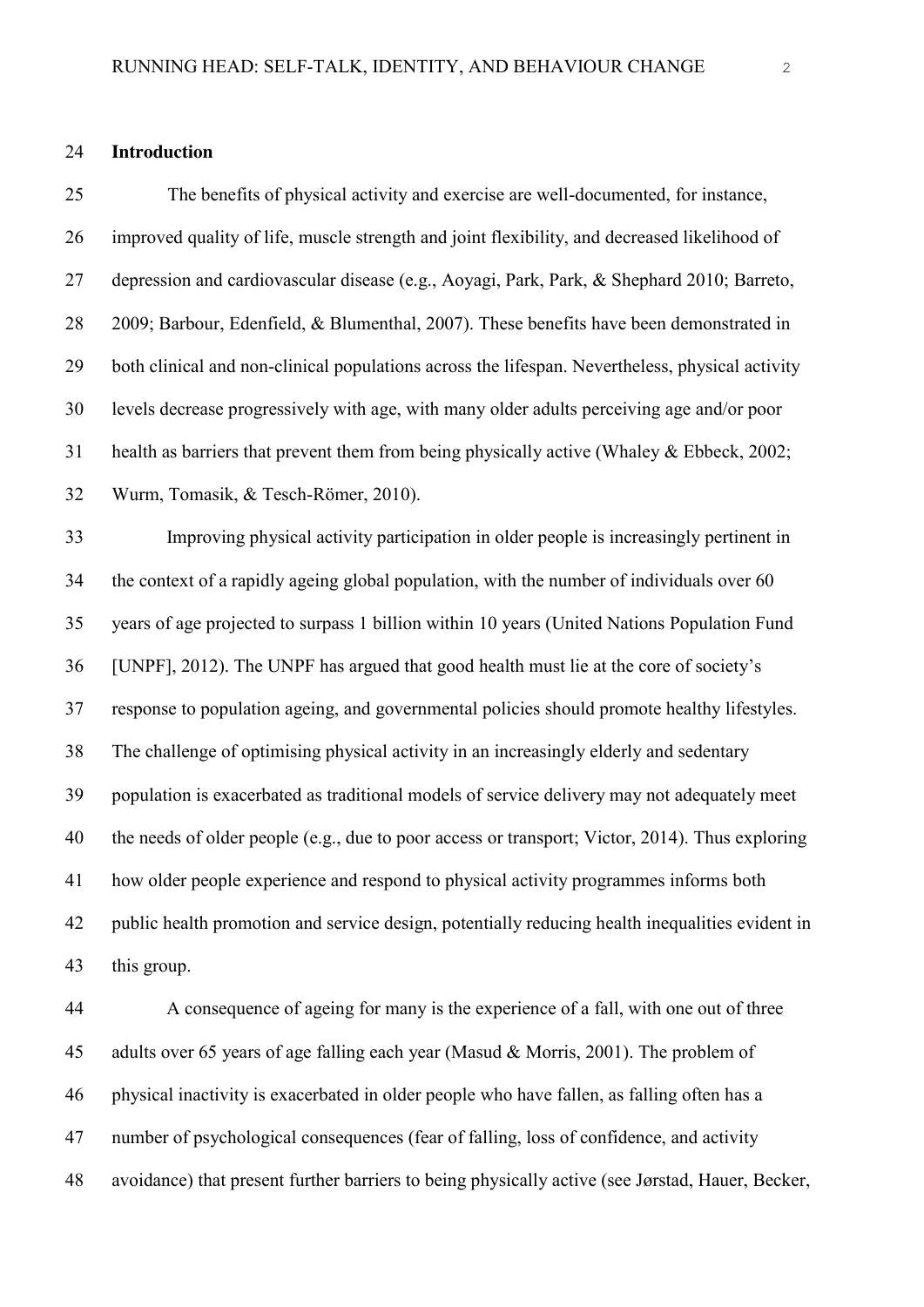## Introduction

The benefits of physical activity and exercise are well-documented, for instance, improved quality of life, muscle strength and joint flexibility, and decreased likelihood of depression and cardiovascular disease (e.g., Aoyagi, Park, Park, & Shephard 2010; Barreto, 2009; Barbour, Edenfield, & Blumenthal, 2007). These benefits have been demonstrated in both clinical and non-clinical populations across the lifespan. Nevertheless, physical activity levels decrease progressively with age, with many older adults perceiving age and/or poor health as barriers that prevent them from being physically active (Whaley & Ebbeck, 2002; Wurm, Tomasik, & Tesch-Römer, 2010).

Improving physical activity participation in older people is increasingly pertinent in the context of a rapidly ageing global population, with the number of individuals over 60 years of age projected to surpass 1 billion within 10 years (United Nations Population Fund [UNPF], 2012). The UNPF has argued that good health must lie at the core of society's response to population ageing, and governmental policies should promote healthy lifestyles. The challenge of optimising physical activity in an increasingly elderly and sedentary population is exacerbated as traditional models of service delivery may not adequately meet the needs of older people (e.g., due to poor access or transport; Victor, 2014). Thus exploring how older people experience and respond to physical activity programmes informs both public health promotion and service design, potentially reducing health inequalities evident in this group.

A consequence of ageing for many is the experience of a fall, with one out of three adults over 65 years of age falling each year (Masud & Morris, 2001). The problem of physical inactivity is exacerbated in older people who have fallen, as falling often has a number of psychological consequences (fear of falling, loss of confidence, and activity avoidance) that present further barriers to being physically active (see Jørstad, Hauer, Becker,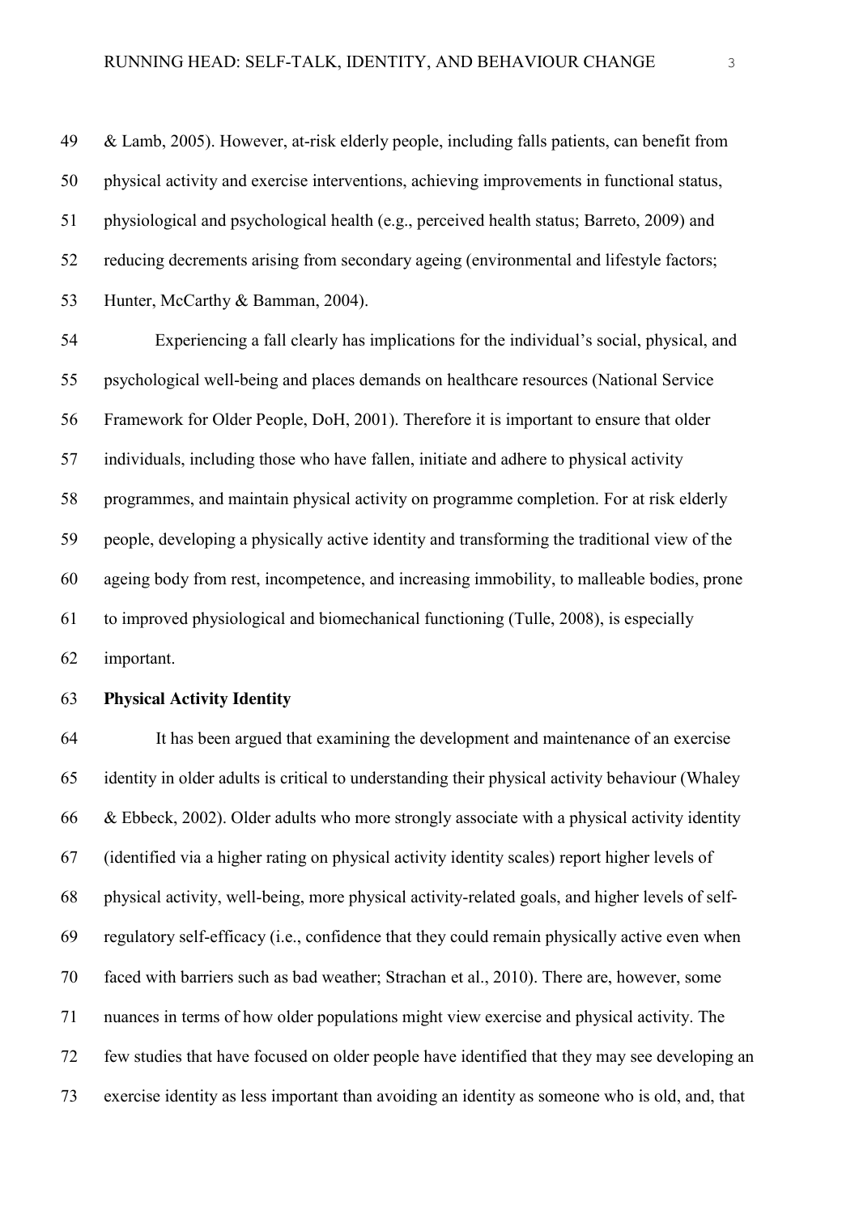& Lamb, 2005). However, at-risk elderly people, including falls patients, can benefit from physical activity and exercise interventions, achieving improvements in functional status, physiological and psychological health (e.g., perceived health status; Barreto, 2009) and reducing decrements arising from secondary ageing (environmental and lifestyle factors; Hunter, McCarthy & Bamman, 2004).

Experiencing a fall clearly has implications for the individual's social, physical, and psychological well-being and places demands on healthcare resources (National Service Framework for Older People, DoH, 2001). Therefore it is important to ensure that older individuals, including those who have fallen, initiate and adhere to physical activity programmes, and maintain physical activity on programme completion. For at risk elderly people, developing a physically active identity and transforming the traditional view of the ageing body from rest, incompetence, and increasing immobility, to malleable bodies, prone to improved physiological and biomechanical functioning (Tulle, 2008), is especially important.

**Physical Activity Identity**

It has been argued that examining the development and maintenance of an exercise identity in older adults is critical to understanding their physical activity behaviour (Whaley & Ebbeck, 2002). Older adults who more strongly associate with a physical activity identity (identified via a higher rating on physical activity identity scales) report higher levels of physical activity, well-being, more physical activity-related goals, and higher levels of self-regulatory self-efficacy (i.e., confidence that they could remain physically active even when faced with barriers such as bad weather; Strachan et al., 2010). There are, however, some nuances in terms of how older populations might view exercise and physical activity. The few studies that have focused on older people have identified that they may see developing an exercise identity as less important than avoiding an identity as someone who is old, and, that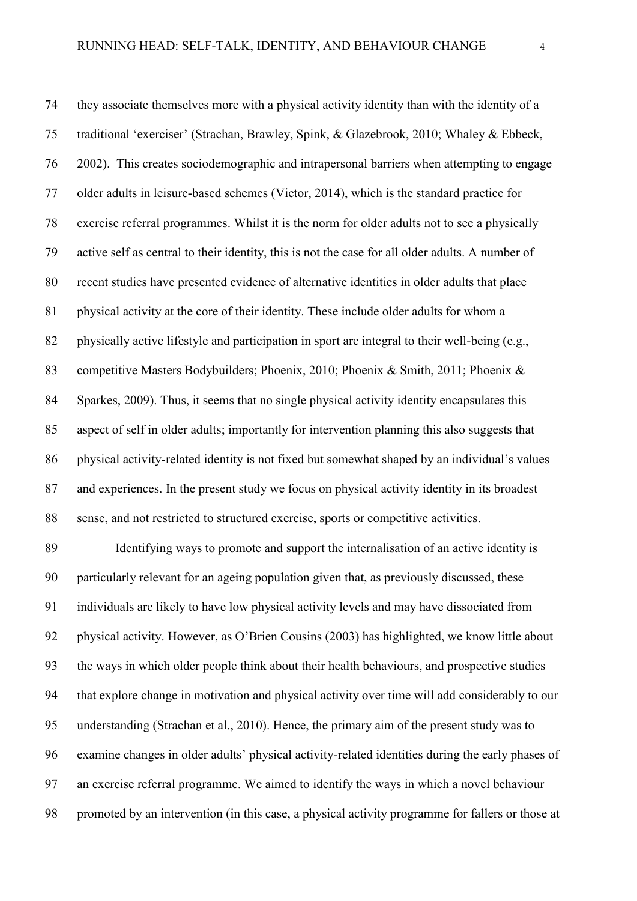they associate themselves more with a physical activity identity than with the identity of a traditional 'exerciser' (Strachan, Brawley, Spink, & Glazebrook, 2010; Whaley & Ebbeck, 2002). This creates sociodemographic and intrapersonal barriers when attempting to engage older adults in leisure-based schemes (Victor, 2014), which is the standard practice for exercise referral programmes. Whilst it is the norm for older adults not to see a physically active self as central to their identity, this is not the case for all older adults. A number of recent studies have presented evidence of alternative identities in older adults that place physical activity at the core of their identity. These include older adults for whom a physically active lifestyle and participation in sport are integral to their well-being (e.g., competitive Masters Bodybuilders; Phoenix, 2010; Phoenix & Smith, 2011; Phoenix & Sparkes, 2009). Thus, it seems that no single physical activity identity encapsulates this aspect of self in older adults; importantly for intervention planning this also suggests that physical activity-related identity is not fixed but somewhat shaped by an individual's values and experiences. In the present study we focus on physical activity identity in its broadest sense, and not restricted to structured exercise, sports or competitive activities.

Identifying ways to promote and support the internalisation of an active identity is particularly relevant for an ageing population given that, as previously discussed, these individuals are likely to have low physical activity levels and may have dissociated from physical activity. However, as O'Brien Cousins (2003) has highlighted, we know little about the ways in which older people think about their health behaviours, and prospective studies that explore change in motivation and physical activity over time will add considerably to our understanding (Strachan et al., 2010). Hence, the primary aim of the present study was to examine changes in older adults' physical activity-related identities during the early phases of an exercise referral programme. We aimed to identify the ways in which a novel behaviour promoted by an intervention (in this case, a physical activity programme for fallers or those at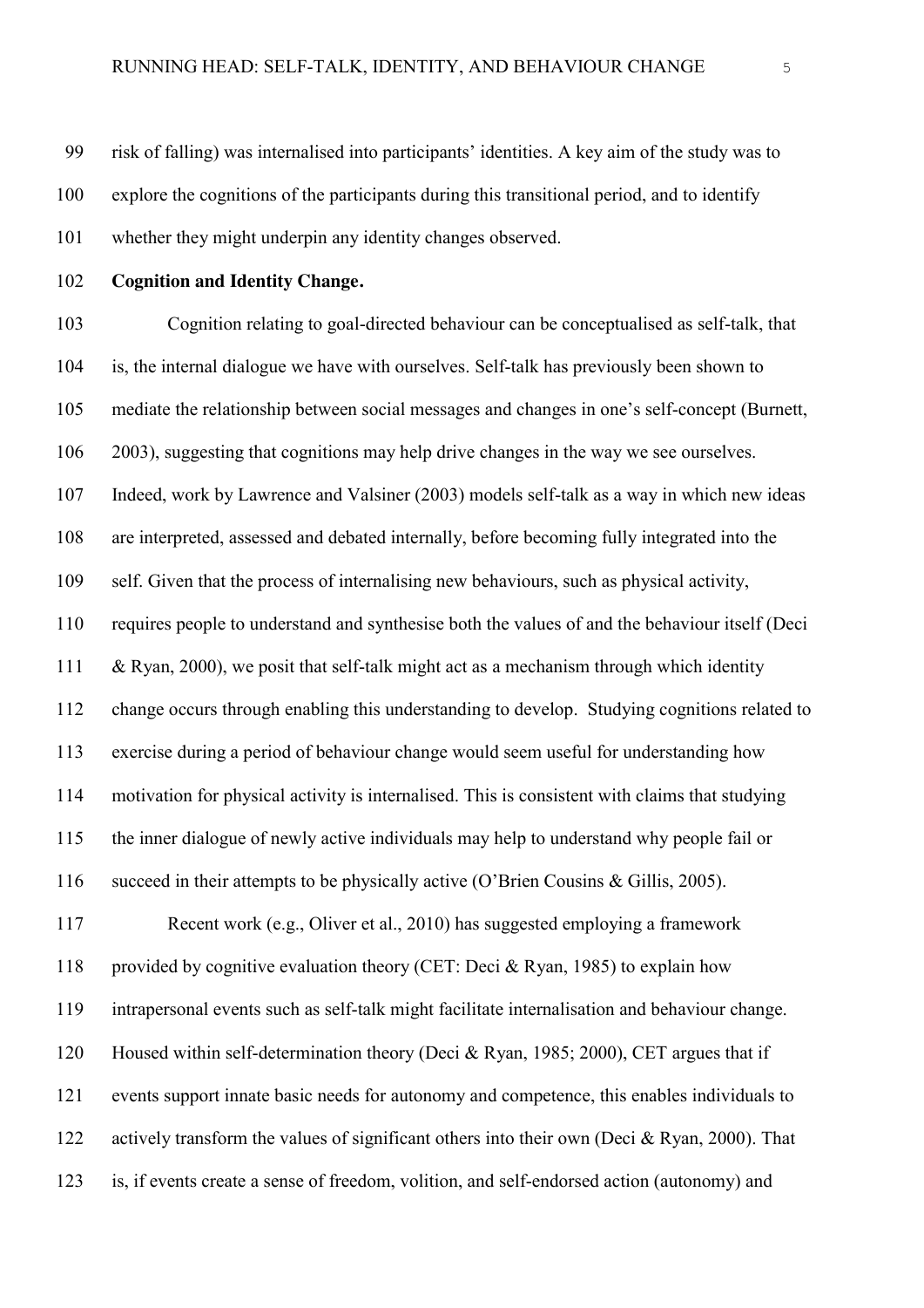risk of falling) was internalised into participants' identities. A key aim of the study was to explore the cognitions of the participants during this transitional period, and to identify whether they might underpin any identity changes observed.

**Cognition and Identity Change.**

Cognition relating to goal-directed behaviour can be conceptualised as self-talk, that is, the internal dialogue we have with ourselves. Self-talk has previously been shown to mediate the relationship between social messages and changes in one's self-concept (Burnett, 2003), suggesting that cognitions may help drive changes in the way we see ourselves. Indeed, work by Lawrence and Valsiner (2003) models self-talk as a way in which new ideas are interpreted, assessed and debated internally, before becoming fully integrated into the self. Given that the process of internalising new behaviours, such as physical activity, requires people to understand and synthesise both the values of and the behaviour itself (Deci & Ryan, 2000), we posit that self-talk might act as a mechanism through which identity change occurs through enabling this understanding to develop. Studying cognitions related to exercise during a period of behaviour change would seem useful for understanding how motivation for physical activity is internalised. This is consistent with claims that studying the inner dialogue of newly active individuals may help to understand why people fail or succeed in their attempts to be physically active (O'Brien Cousins & Gillis, 2005).

Recent work (e.g., Oliver et al., 2010) has suggested employing a framework provided by cognitive evaluation theory (CET: Deci & Ryan, 1985) to explain how intrapersonal events such as self-talk might facilitate internalisation and behaviour change. Housed within self-determination theory (Deci & Ryan, 1985; 2000), CET argues that if events support innate basic needs for autonomy and competence, this enables individuals to actively transform the values of significant others into their own (Deci & Ryan, 2000). That is, if events create a sense of freedom, volition, and self-endorsed action (autonomy) and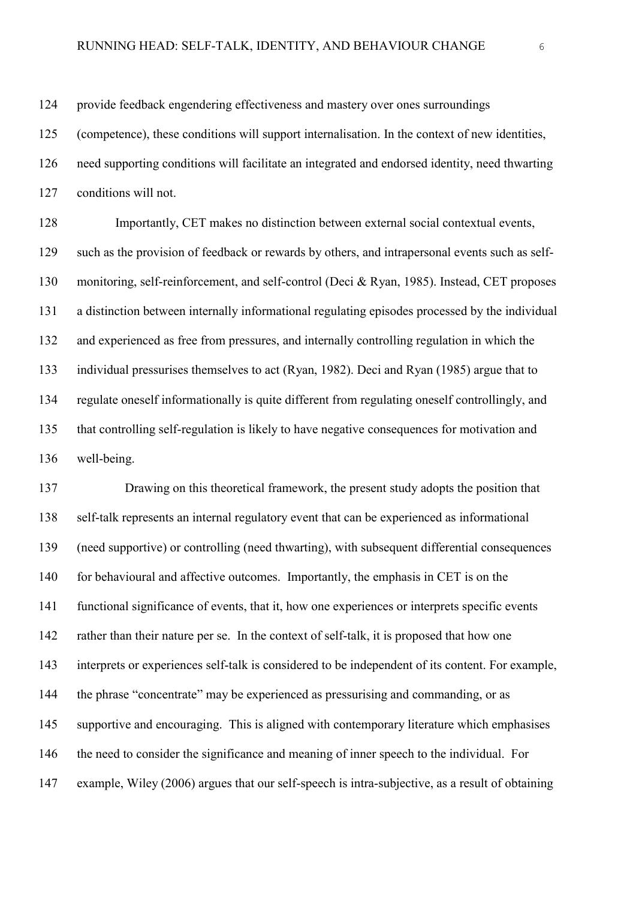provide feedback engendering effectiveness and mastery over ones surroundings (competence), these conditions will support internalisation. In the context of new identities, need supporting conditions will facilitate an integrated and endorsed identity, need thwarting conditions will not.

Importantly, CET makes no distinction between external social contextual events, such as the provision of feedback or rewards by others, and intrapersonal events such as self-monitoring, self-reinforcement, and self-control (Deci & Ryan, 1985). Instead, CET proposes a distinction between internally informational regulating episodes processed by the individual and experienced as free from pressures, and internally controlling regulation in which the individual pressurises themselves to act (Ryan, 1982). Deci and Ryan (1985) argue that to regulate oneself informationally is quite different from regulating oneself controllingly, and that controlling self-regulation is likely to have negative consequences for motivation and well-being.

Drawing on this theoretical framework, the present study adopts the position that self-talk represents an internal regulatory event that can be experienced as informational (need supportive) or controlling (need thwarting), with subsequent differential consequences for behavioural and affective outcomes. Importantly, the emphasis in CET is on the functional significance of events, that it, how one experiences or interprets specific events rather than their nature per se. In the context of self-talk, it is proposed that how one interprets or experiences self-talk is considered to be independent of its content. For example, the phrase "concentrate" may be experienced as pressurising and commanding, or as supportive and encouraging. This is aligned with contemporary literature which emphasises the need to consider the significance and meaning of inner speech to the individual. For example, Wiley (2006) argues that our self-speech is intra-subjective, as a result of obtaining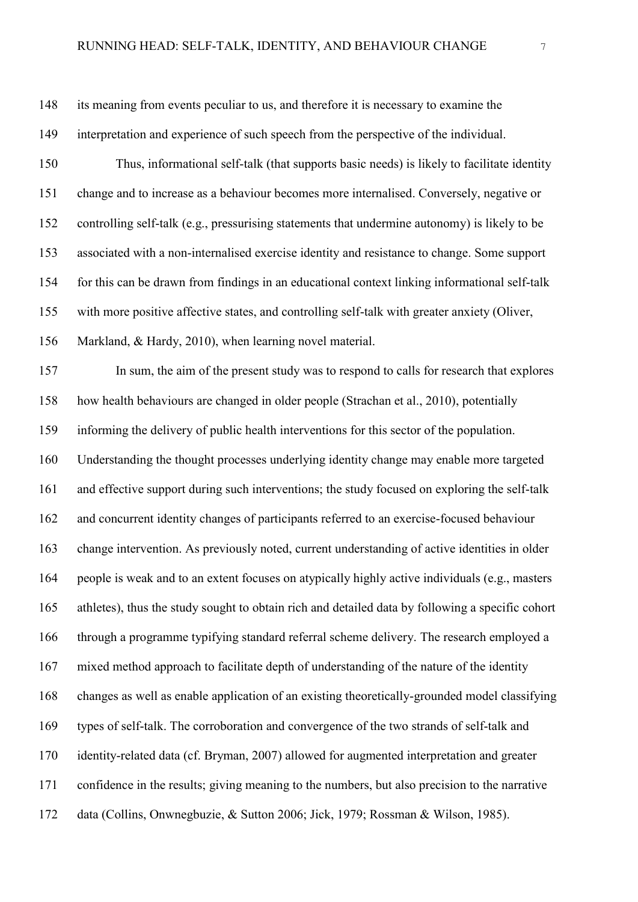its meaning from events peculiar to us, and therefore it is necessary to examine the interpretation and experience of such speech from the perspective of the individual.

Thus, informational self-talk (that supports basic needs) is likely to facilitate identity change and to increase as a behaviour becomes more internalised. Conversely, negative or controlling self-talk (e.g., pressurising statements that undermine autonomy) is likely to be associated with a non-internalised exercise identity and resistance to change. Some support for this can be drawn from findings in an educational context linking informational self-talk with more positive affective states, and controlling self-talk with greater anxiety (Oliver, Markland, & Hardy, 2010), when learning novel material.

In sum, the aim of the present study was to respond to calls for research that explores how health behaviours are changed in older people (Strachan et al., 2010), potentially informing the delivery of public health interventions for this sector of the population. Understanding the thought processes underlying identity change may enable more targeted and effective support during such interventions; the study focused on exploring the self-talk and concurrent identity changes of participants referred to an exercise-focused behaviour change intervention. As previously noted, current understanding of active identities in older people is weak and to an extent focuses on atypically highly active individuals (e.g., masters athletes), thus the study sought to obtain rich and detailed data by following a specific cohort through a programme typifying standard referral scheme delivery. The research employed a mixed method approach to facilitate depth of understanding of the nature of the identity changes as well as enable application of an existing theoretically-grounded model classifying types of self-talk. The corroboration and convergence of the two strands of self-talk and identity-related data (cf. Bryman, 2007) allowed for augmented interpretation and greater confidence in the results; giving meaning to the numbers, but also precision to the narrative data (Collins, Onwnegbuzie, & Sutton 2006; Jick, 1979; Rossman & Wilson, 1985).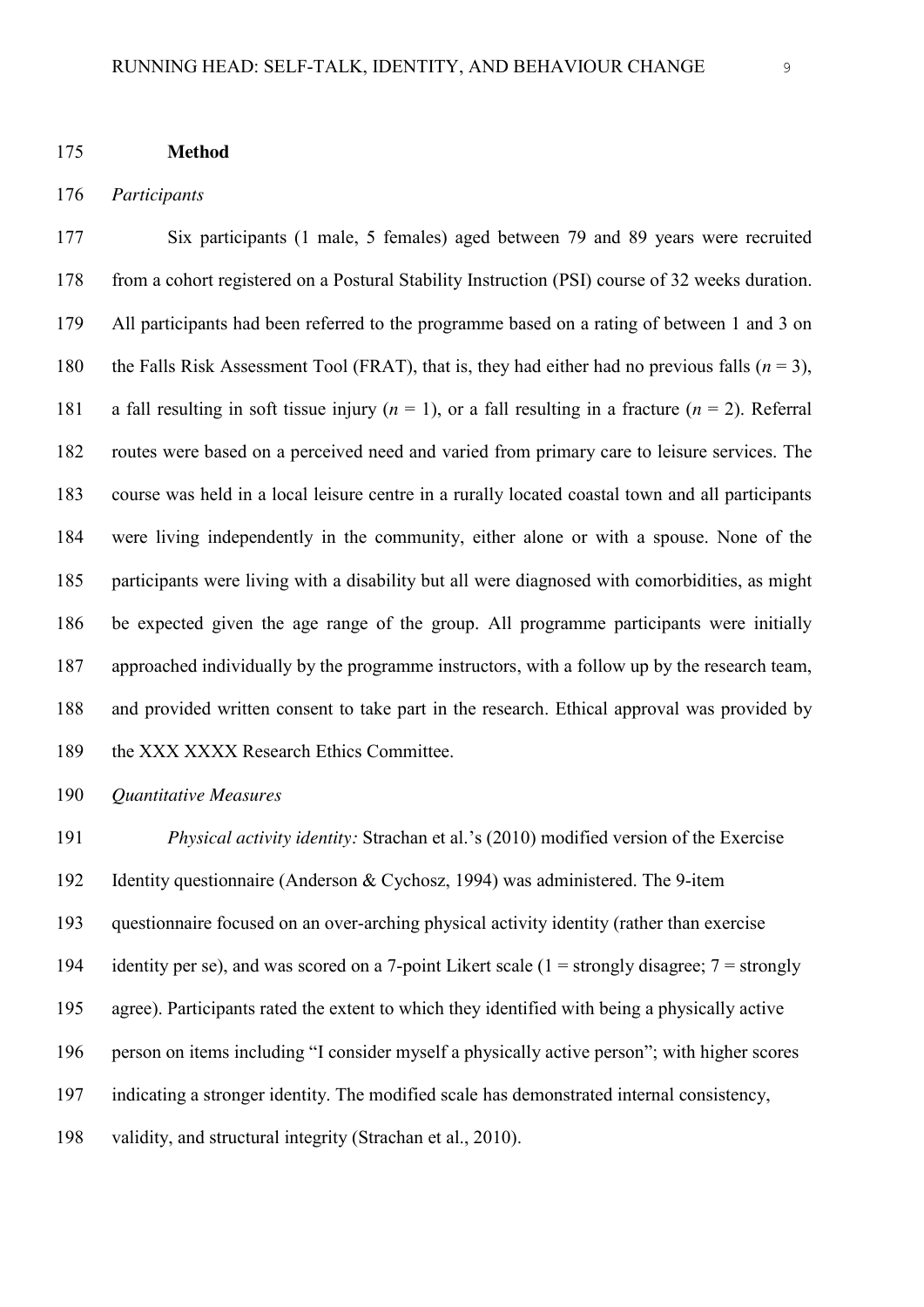## Method

### *Participants*

Six participants (1 male, 5 females) aged between 79 and 89 years were recruited from a cohort registered on a Postural Stability Instruction (PSI) course of 32 weeks duration. All participants had been referred to the programme based on a rating of between 1 and 3 on the Falls Risk Assessment Tool (FRAT), that is, they had either had no previous falls ($n = 3$), a fall resulting in soft tissue injury ($n = 1$), or a fall resulting in a fracture ($n = 2$). Referral routes were based on a perceived need and varied from primary care to leisure services. The course was held in a local leisure centre in a rurally located coastal town and all participants were living independently in the community, either alone or with a spouse. None of the participants were living with a disability but all were diagnosed with comorbidities, as might be expected given the age range of the group. All programme participants were initially approached individually by the programme instructors, with a follow up by the research team, and provided written consent to take part in the research. Ethical approval was provided by the XXX XXXX Research Ethics Committee.

### *Quantitative Measures*

*Physical activity identity:* Strachan et al.'s (2010) modified version of the Exercise Identity questionnaire (Anderson & Cychosz, 1994) was administered. The 9-item questionnaire focused on an over-arching physical activity identity (rather than exercise identity per se), and was scored on a 7-point Likert scale (1 = strongly disagree; 7 = strongly agree). Participants rated the extent to which they identified with being a physically active person on items including "I consider myself a physically active person"; with higher scores indicating a stronger identity. The modified scale has demonstrated internal consistency, validity, and structural integrity (Strachan et al., 2010).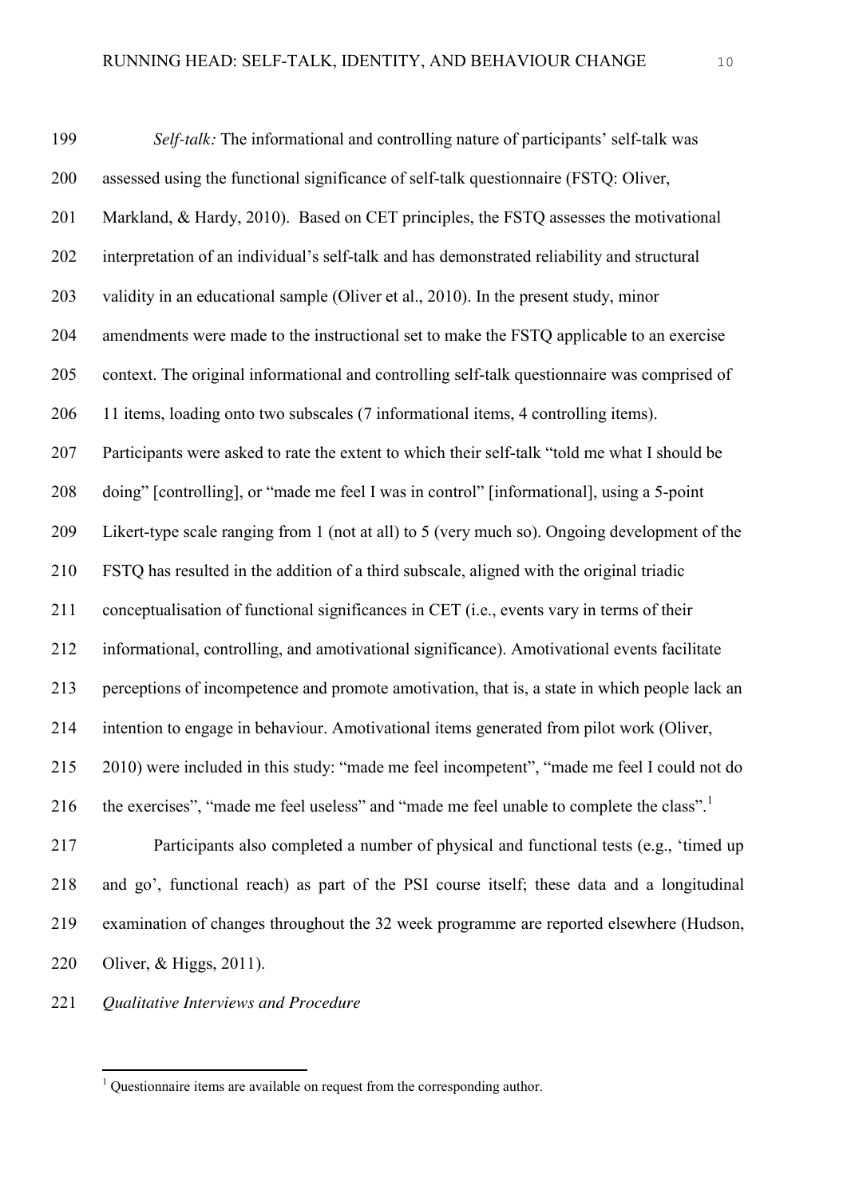*Self-talk:* The informational and controlling nature of participants' self-talk was assessed using the functional significance of self-talk questionnaire (FSTQ: Oliver, Markland, & Hardy, 2010). Based on CET principles, the FSTQ assesses the motivational interpretation of an individual's self-talk and has demonstrated reliability and structural validity in an educational sample (Oliver et al., 2010). In the present study, minor amendments were made to the instructional set to make the FSTQ applicable to an exercise context. The original informational and controlling self-talk questionnaire was comprised of 11 items, loading onto two subscales (7 informational items, 4 controlling items). Participants were asked to rate the extent to which their self-talk "told me what I should be doing" [controlling], or "made me feel I was in control" [informational], using a 5-point Likert-type scale ranging from 1 (not at all) to 5 (very much so). Ongoing development of the FSTQ has resulted in the addition of a third subscale, aligned with the original triadic conceptualisation of functional significances in CET (i.e., events vary in terms of their informational, controlling, and amotivational significance). Amotivational events facilitate perceptions of incompetence and promote amotivation, that is, a state in which people lack an intention to engage in behaviour. Amotivational items generated from pilot work (Oliver, 2010) were included in this study: "made me feel incompetent", "made me feel I could not do the exercises", "made me feel useless" and "made me feel unable to complete the class".[1]

Participants also completed a number of physical and functional tests (e.g., 'timed up and go', functional reach) as part of the PSI course itself; these data and a longitudinal examination of changes throughout the 32 week programme are reported elsewhere (Hudson, Oliver, & Higgs, 2011).

*Qualitative Interviews and Procedure*

[1] Questionnaire items are available on request from the corresponding author.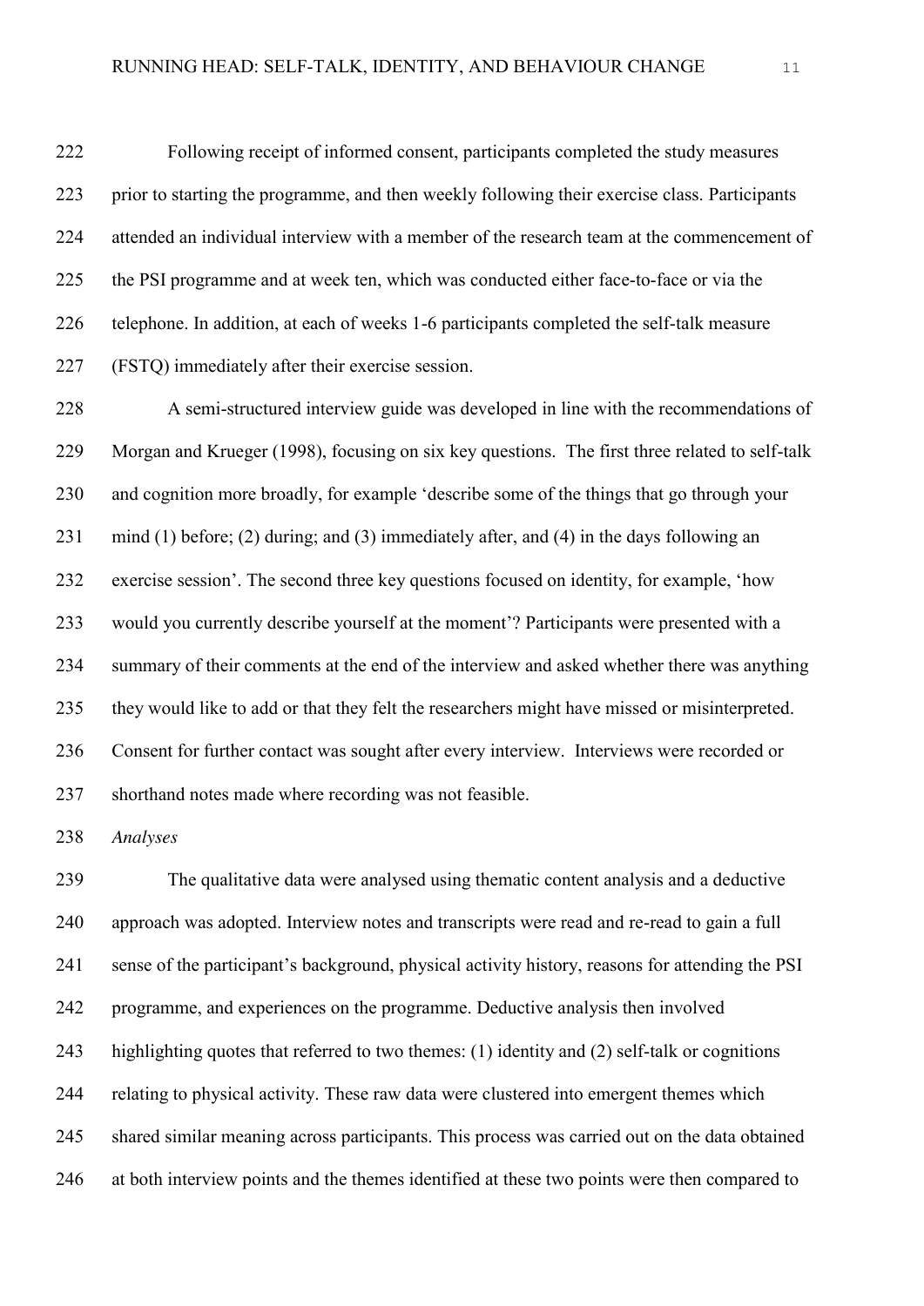Following receipt of informed consent, participants completed the study measures prior to starting the programme, and then weekly following their exercise class. Participants attended an individual interview with a member of the research team at the commencement of the PSI programme and at week ten, which was conducted either face-to-face or via the telephone. In addition, at each of weeks 1-6 participants completed the self-talk measure (FSTQ) immediately after their exercise session.

A semi-structured interview guide was developed in line with the recommendations of Morgan and Krueger (1998), focusing on six key questions. The first three related to self-talk and cognition more broadly, for example 'describe some of the things that go through your mind (1) before; (2) during; and (3) immediately after, and (4) in the days following an exercise session'. The second three key questions focused on identity, for example, 'how would you currently describe yourself at the moment'? Participants were presented with a summary of their comments at the end of the interview and asked whether there was anything they would like to add or that they felt the researchers might have missed or misinterpreted. Consent for further contact was sought after every interview. Interviews were recorded or shorthand notes made where recording was not feasible.

*Analyses*

The qualitative data were analysed using thematic content analysis and a deductive approach was adopted. Interview notes and transcripts were read and re-read to gain a full sense of the participant's background, physical activity history, reasons for attending the PSI programme, and experiences on the programme. Deductive analysis then involved highlighting quotes that referred to two themes: (1) identity and (2) self-talk or cognitions relating to physical activity. These raw data were clustered into emergent themes which shared similar meaning across participants. This process was carried out on the data obtained at both interview points and the themes identified at these two points were then compared to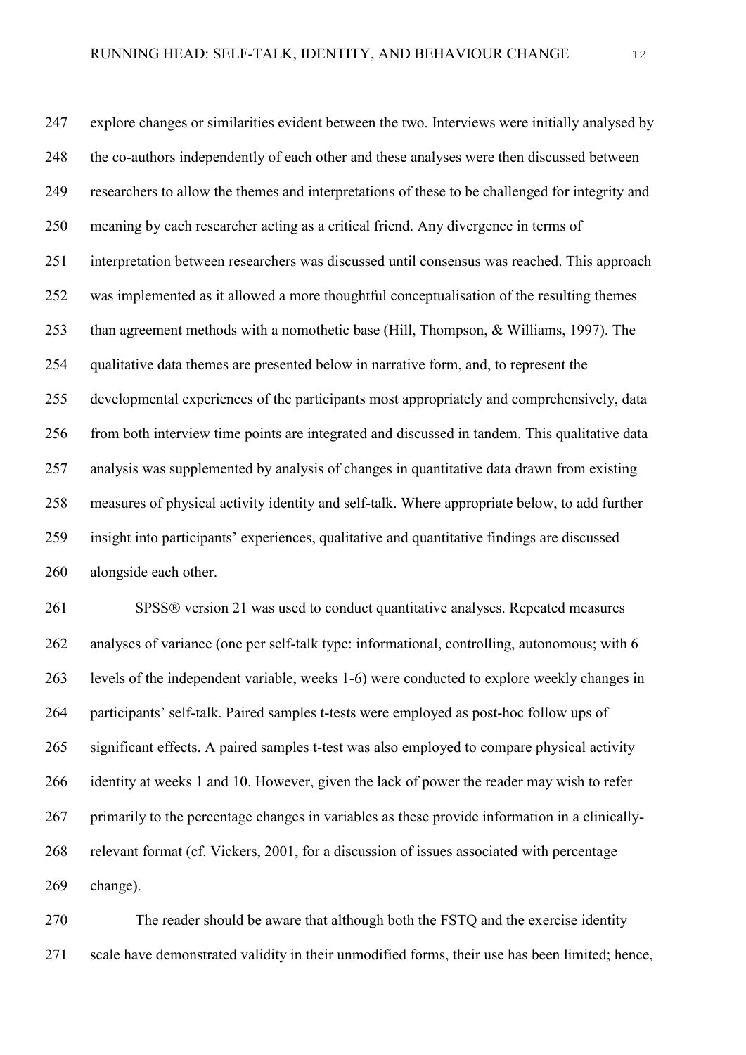explore changes or similarities evident between the two. Interviews were initially analysed by the co-authors independently of each other and these analyses were then discussed between researchers to allow the themes and interpretations of these to be challenged for integrity and meaning by each researcher acting as a critical friend. Any divergence in terms of interpretation between researchers was discussed until consensus was reached. This approach was implemented as it allowed a more thoughtful conceptualisation of the resulting themes than agreement methods with a nomothetic base (Hill, Thompson, & Williams, 1997). The qualitative data themes are presented below in narrative form, and, to represent the developmental experiences of the participants most appropriately and comprehensively, data from both interview time points are integrated and discussed in tandem. This qualitative data analysis was supplemented by analysis of changes in quantitative data drawn from existing measures of physical activity identity and self-talk. Where appropriate below, to add further insight into participants' experiences, qualitative and quantitative findings are discussed alongside each other.

SPSS® version 21 was used to conduct quantitative analyses. Repeated measures analyses of variance (one per self-talk type: informational, controlling, autonomous; with 6 levels of the independent variable, weeks 1-6) were conducted to explore weekly changes in participants' self-talk. Paired samples t-tests were employed as post-hoc follow ups of significant effects. A paired samples t-test was also employed to compare physical activity identity at weeks 1 and 10. However, given the lack of power the reader may wish to refer primarily to the percentage changes in variables as these provide information in a clinically-relevant format (cf. Vickers, 2001, for a discussion of issues associated with percentage change).

The reader should be aware that although both the FSTQ and the exercise identity scale have demonstrated validity in their unmodified forms, their use has been limited; hence,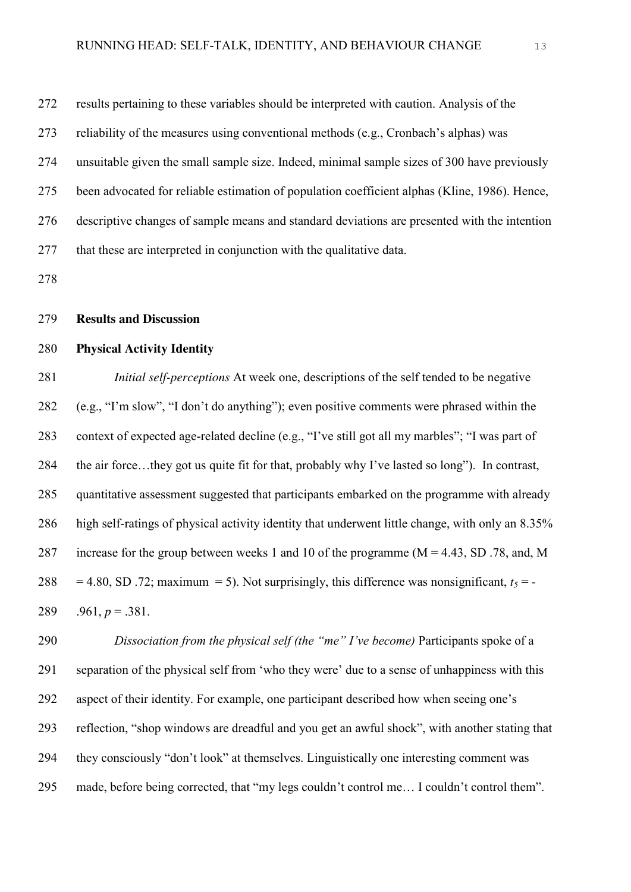results pertaining to these variables should be interpreted with caution. Analysis of the reliability of the measures using conventional methods (e.g., Cronbach's alphas) was unsuitable given the small sample size. Indeed, minimal sample sizes of 300 have previously been advocated for reliable estimation of population coefficient alphas (Kline, 1986). Hence, descriptive changes of sample means and standard deviations are presented with the intention that these are interpreted in conjunction with the qualitative data.

## Results and Discussion

### Physical Activity Identity

*Initial self-perceptions* At week one, descriptions of the self tended to be negative (e.g., "I'm slow", "I don't do anything"); even positive comments were phrased within the context of expected age-related decline (e.g., "I've still got all my marbles"; "I was part of the air force…they got us quite fit for that, probably why I've lasted so long"). In contrast, quantitative assessment suggested that participants embarked on the programme with already high self-ratings of physical activity identity that underwent little change, with only an 8.35% increase for the group between weeks 1 and 10 of the programme (M = 4.43, SD .78, and, M = 4.80, SD .72; maximum = 5). Not surprisingly, this difference was nonsignificant, $t_5 = -.961$, $p = .381$.

*Dissociation from the physical self (the "me" I've become)* Participants spoke of a separation of the physical self from 'who they were' due to a sense of unhappiness with this aspect of their identity. For example, one participant described how when seeing one's reflection, "shop windows are dreadful and you get an awful shock", with another stating that they consciously "don't look" at themselves. Linguistically one interesting comment was made, before being corrected, that "my legs couldn't control me… I couldn't control them".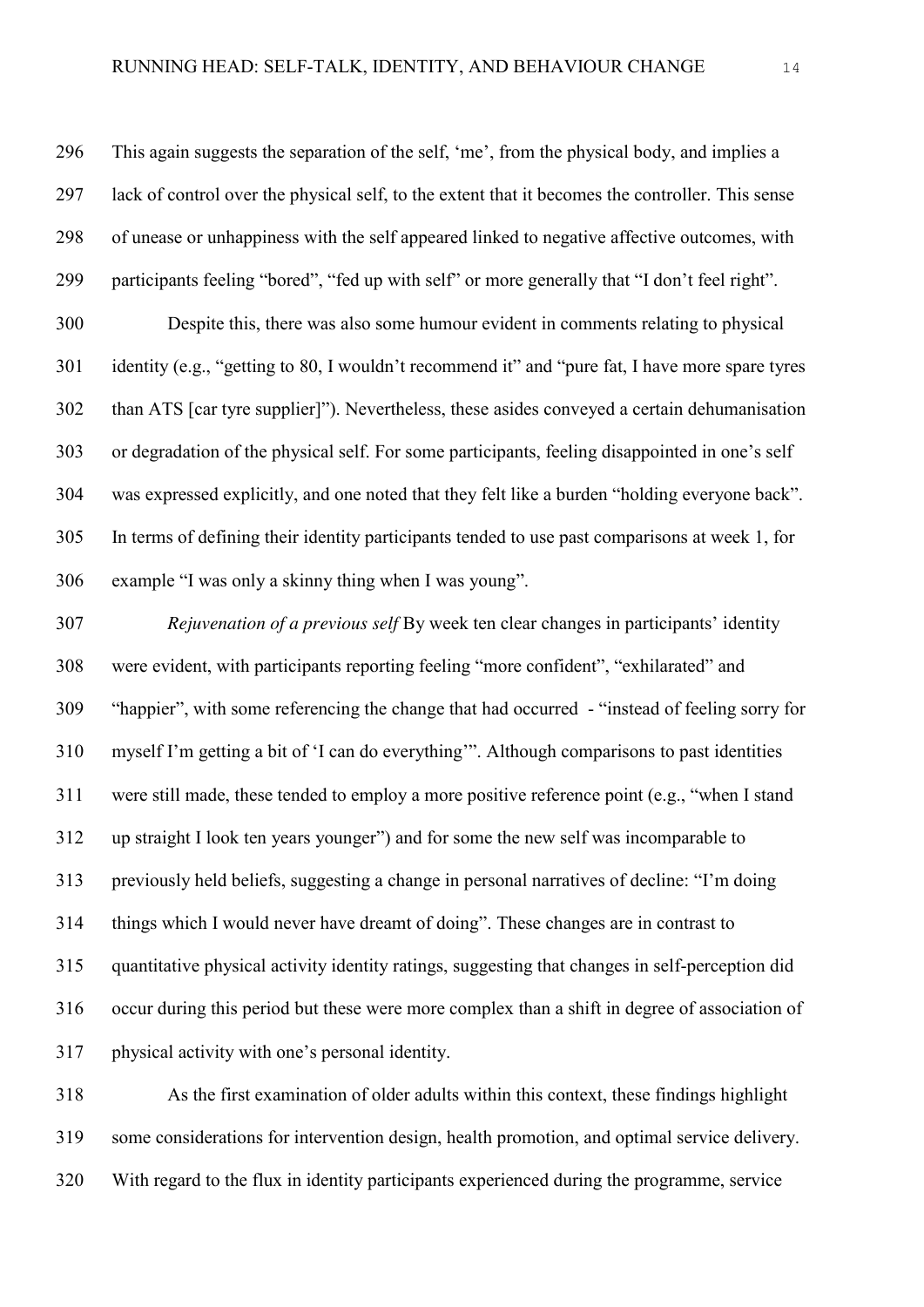This again suggests the separation of the self, 'me', from the physical body, and implies a lack of control over the physical self, to the extent that it becomes the controller. This sense of unease or unhappiness with the self appeared linked to negative affective outcomes, with participants feeling "bored", "fed up with self" or more generally that "I don't feel right".

Despite this, there was also some humour evident in comments relating to physical identity (e.g., "getting to 80, I wouldn't recommend it" and "pure fat, I have more spare tyres than ATS [car tyre supplier]"). Nevertheless, these asides conveyed a certain dehumanisation or degradation of the physical self. For some participants, feeling disappointed in one's self was expressed explicitly, and one noted that they felt like a burden "holding everyone back". In terms of defining their identity participants tended to use past comparisons at week 1, for example "I was only a skinny thing when I was young".

*Rejuvenation of a previous self* By week ten clear changes in participants' identity were evident, with participants reporting feeling "more confident", "exhilarated" and "happier", with some referencing the change that had occurred - "instead of feeling sorry for myself I'm getting a bit of 'I can do everything'". Although comparisons to past identities were still made, these tended to employ a more positive reference point (e.g., "when I stand up straight I look ten years younger") and for some the new self was incomparable to previously held beliefs, suggesting a change in personal narratives of decline: "I'm doing things which I would never have dreamt of doing". These changes are in contrast to quantitative physical activity identity ratings, suggesting that changes in self-perception did occur during this period but these were more complex than a shift in degree of association of physical activity with one's personal identity.

As the first examination of older adults within this context, these findings highlight some considerations for intervention design, health promotion, and optimal service delivery. With regard to the flux in identity participants experienced during the programme, service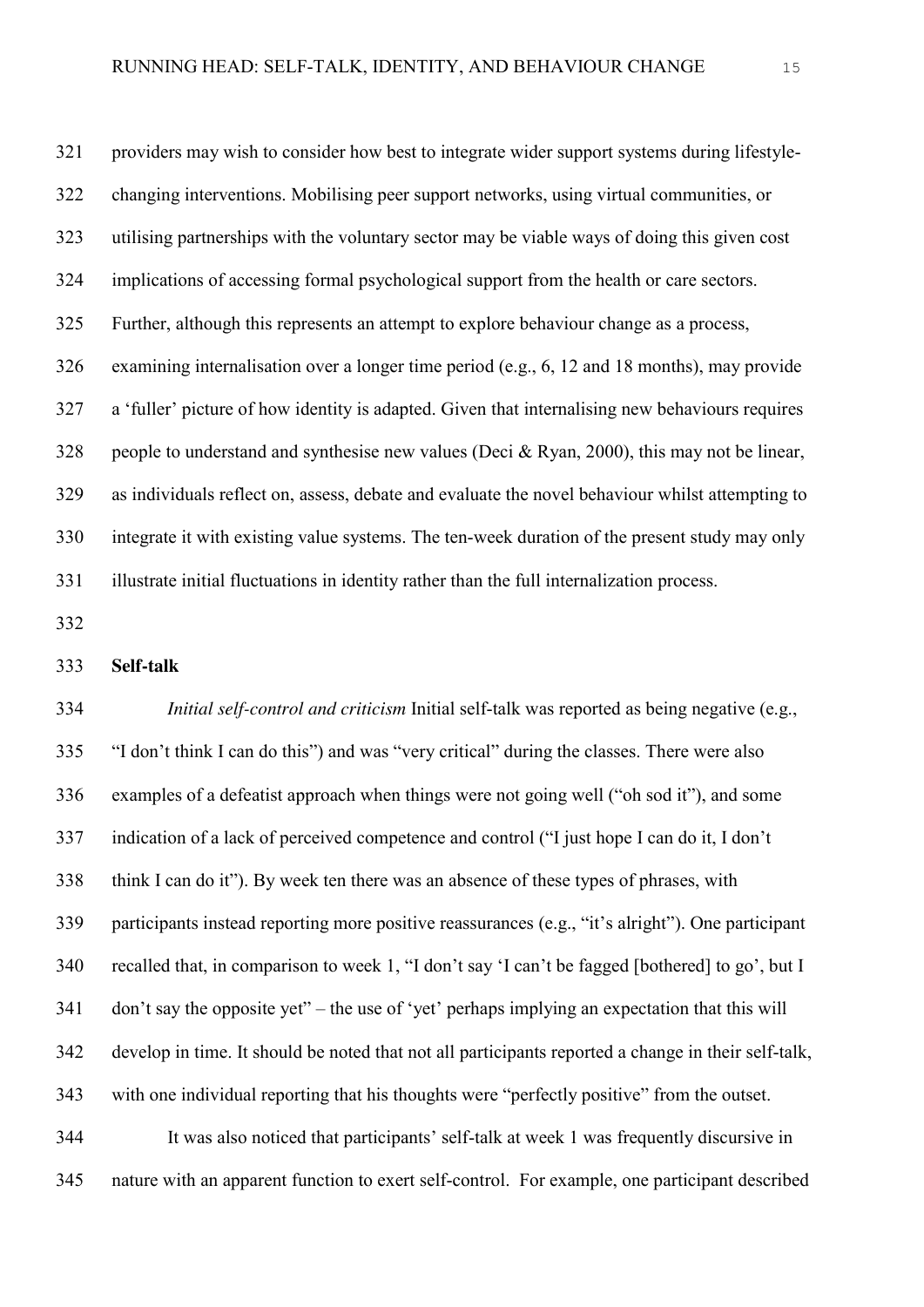providers may wish to consider how best to integrate wider support systems during lifestyle-changing interventions. Mobilising peer support networks, using virtual communities, or utilising partnerships with the voluntary sector may be viable ways of doing this given cost implications of accessing formal psychological support from the health or care sectors. Further, although this represents an attempt to explore behaviour change as a process, examining internalisation over a longer time period (e.g., 6, 12 and 18 months), may provide a 'fuller' picture of how identity is adapted. Given that internalising new behaviours requires people to understand and synthesise new values (Deci & Ryan, 2000), this may not be linear, as individuals reflect on, assess, debate and evaluate the novel behaviour whilst attempting to integrate it with existing value systems. The ten-week duration of the present study may only illustrate initial fluctuations in identity rather than the full internalization process.

**Self-talk**

*Initial self-control and criticism* Initial self-talk was reported as being negative (e.g., "I don't think I can do this") and was "very critical" during the classes. There were also examples of a defeatist approach when things were not going well ("oh sod it"), and some indication of a lack of perceived competence and control ("I just hope I can do it, I don't think I can do it"). By week ten there was an absence of these types of phrases, with participants instead reporting more positive reassurances (e.g., "it's alright"). One participant recalled that, in comparison to week 1, "I don't say 'I can't be fagged [bothered] to go', but I don't say the opposite yet" – the use of 'yet' perhaps implying an expectation that this will develop in time. It should be noted that not all participants reported a change in their self-talk, with one individual reporting that his thoughts were "perfectly positive" from the outset.

It was also noticed that participants' self-talk at week 1 was frequently discursive in nature with an apparent function to exert self-control. For example, one participant described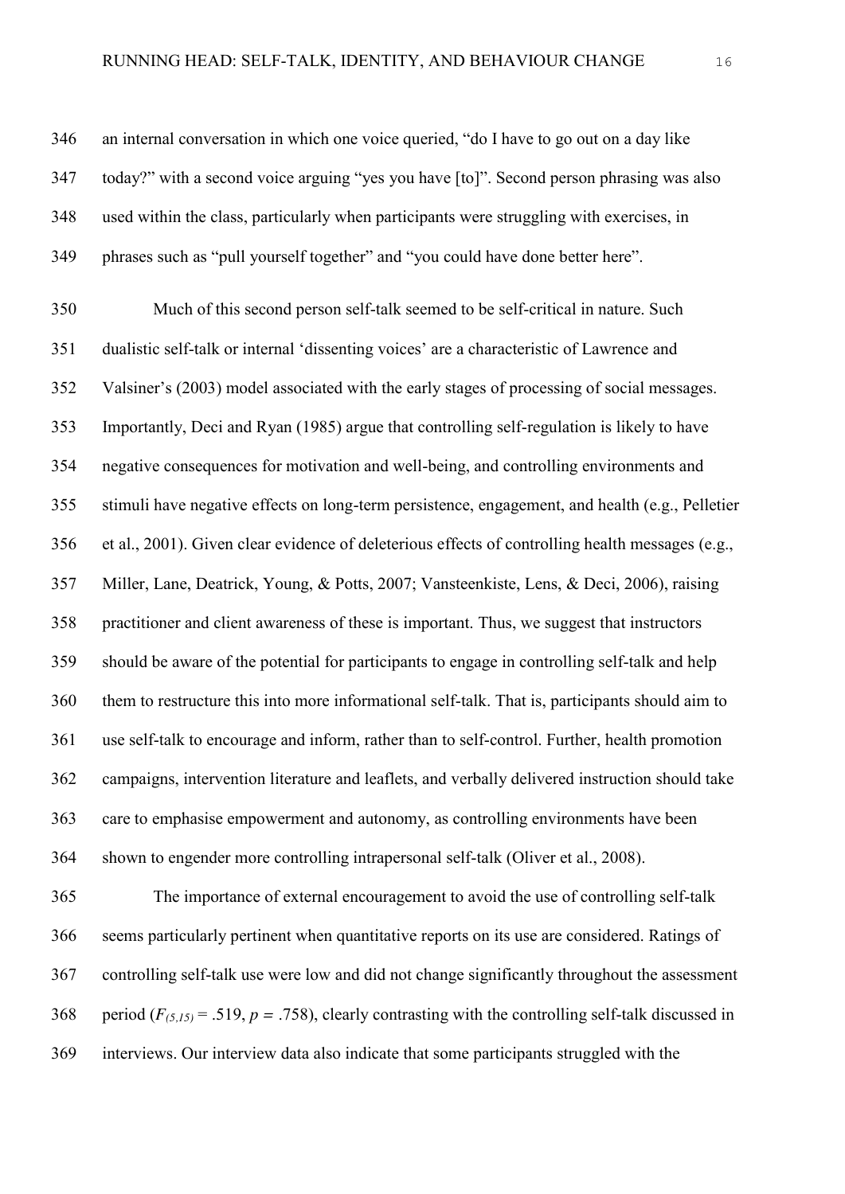an internal conversation in which one voice queried, "do I have to go out on a day like today?" with a second voice arguing "yes you have [to]". Second person phrasing was also used within the class, particularly when participants were struggling with exercises, in phrases such as "pull yourself together" and "you could have done better here".

Much of this second person self-talk seemed to be self-critical in nature. Such dualistic self-talk or internal 'dissenting voices' are a characteristic of Lawrence and Valsiner's (2003) model associated with the early stages of processing of social messages. Importantly, Deci and Ryan (1985) argue that controlling self-regulation is likely to have negative consequences for motivation and well-being, and controlling environments and stimuli have negative effects on long-term persistence, engagement, and health (e.g., Pelletier et al., 2001). Given clear evidence of deleterious effects of controlling health messages (e.g., Miller, Lane, Deatrick, Young, & Potts, 2007; Vansteenkiste, Lens, & Deci, 2006), raising practitioner and client awareness of these is important. Thus, we suggest that instructors should be aware of the potential for participants to engage in controlling self-talk and help them to restructure this into more informational self-talk. That is, participants should aim to use self-talk to encourage and inform, rather than to self-control. Further, health promotion campaigns, intervention literature and leaflets, and verbally delivered instruction should take care to emphasise empowerment and autonomy, as controlling environments have been shown to engender more controlling intrapersonal self-talk (Oliver et al., 2008).

The importance of external encouragement to avoid the use of controlling self-talk seems particularly pertinent when quantitative reports on its use are considered. Ratings of controlling self-talk use were low and did not change significantly throughout the assessment period ($F_{(5,15)} = .519$, $p = .758$), clearly contrasting with the controlling self-talk discussed in interviews. Our interview data also indicate that some participants struggled with the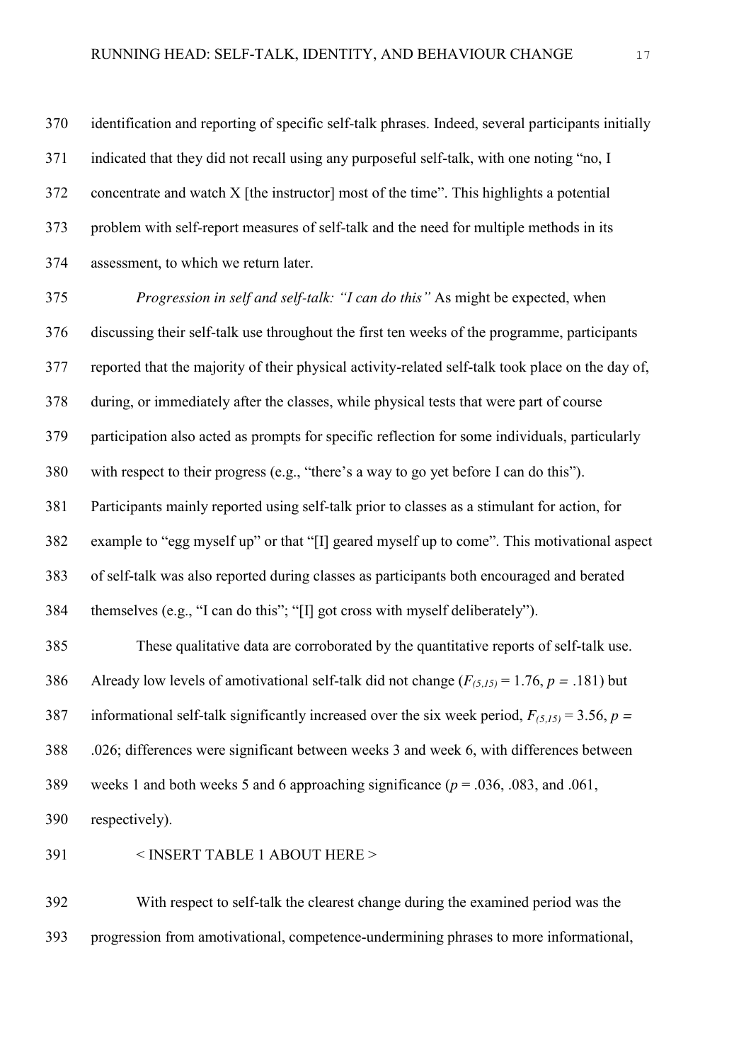identification and reporting of specific self-talk phrases. Indeed, several participants initially indicated that they did not recall using any purposeful self-talk, with one noting "no, I concentrate and watch X [the instructor] most of the time". This highlights a potential problem with self-report measures of self-talk and the need for multiple methods in its assessment, to which we return later.

*Progression in self and self-talk: "I can do this"* As might be expected, when discussing their self-talk use throughout the first ten weeks of the programme, participants reported that the majority of their physical activity-related self-talk took place on the day of, during, or immediately after the classes, while physical tests that were part of course participation also acted as prompts for specific reflection for some individuals, particularly with respect to their progress (e.g., "there's a way to go yet before I can do this"). Participants mainly reported using self-talk prior to classes as a stimulant for action, for example to "egg myself up" or that "[I] geared myself up to come". This motivational aspect of self-talk was also reported during classes as participants both encouraged and berated themselves (e.g., "I can do this"; "[I] got cross with myself deliberately").

These qualitative data are corroborated by the quantitative reports of self-talk use. Already low levels of amotivational self-talk did not change ($F_{(5,15)} = 1.76$, $p = .181$) but informational self-talk significantly increased over the six week period, $F_{(5,15)} = 3.56$, $p = .026$; differences were significant between weeks 3 and week 6, with differences between weeks 1 and both weeks 5 and 6 approaching significance ($p = .036$, $.083$, and $.061$, respectively).

< INSERT TABLE 1 ABOUT HERE >

With respect to self-talk the clearest change during the examined period was the progression from amotivational, competence-undermining phrases to more informational,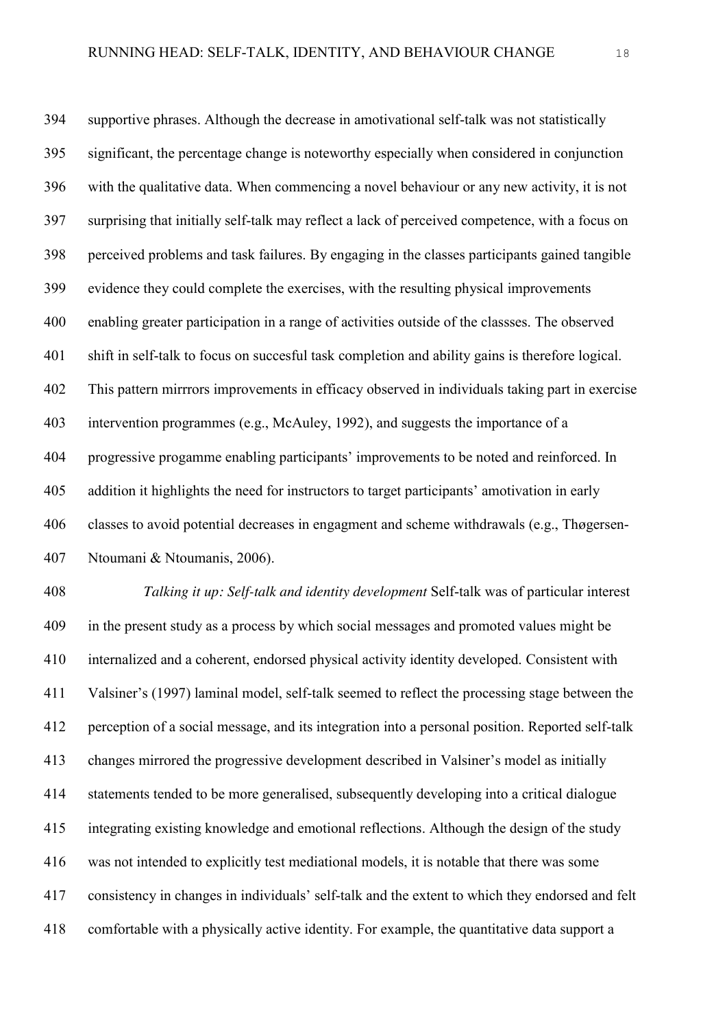supportive phrases. Although the decrease in amotivational self-talk was not statistically significant, the percentage change is noteworthy especially when considered in conjunction with the qualitative data. When commencing a novel behaviour or any new activity, it is not surprising that initially self-talk may reflect a lack of perceived competence, with a focus on perceived problems and task failures. By engaging in the classes participants gained tangible evidence they could complete the exercises, with the resulting physical improvements enabling greater participation in a range of activities outside of the classses. The observed shift in self-talk to focus on succesful task completion and ability gains is therefore logical. This pattern mirrrors improvements in efficacy observed in individuals taking part in exercise intervention programmes (e.g., McAuley, 1992), and suggests the importance of a progressive progamme enabling participants' improvements to be noted and reinforced. In addition it highlights the need for instructors to target participants' amotivation in early classes to avoid potential decreases in engagment and scheme withdrawals (e.g., Thøgersen-Ntoumani & Ntoumanis, 2006).

*Talking it up: Self-talk and identity development* Self-talk was of particular interest in the present study as a process by which social messages and promoted values might be internalized and a coherent, endorsed physical activity identity developed. Consistent with Valsiner's (1997) laminal model, self-talk seemed to reflect the processing stage between the perception of a social message, and its integration into a personal position. Reported self-talk changes mirrored the progressive development described in Valsiner's model as initially statements tended to be more generalised, subsequently developing into a critical dialogue integrating existing knowledge and emotional reflections. Although the design of the study was not intended to explicitly test mediational models, it is notable that there was some consistency in changes in individuals' self-talk and the extent to which they endorsed and felt comfortable with a physically active identity. For example, the quantitative data support a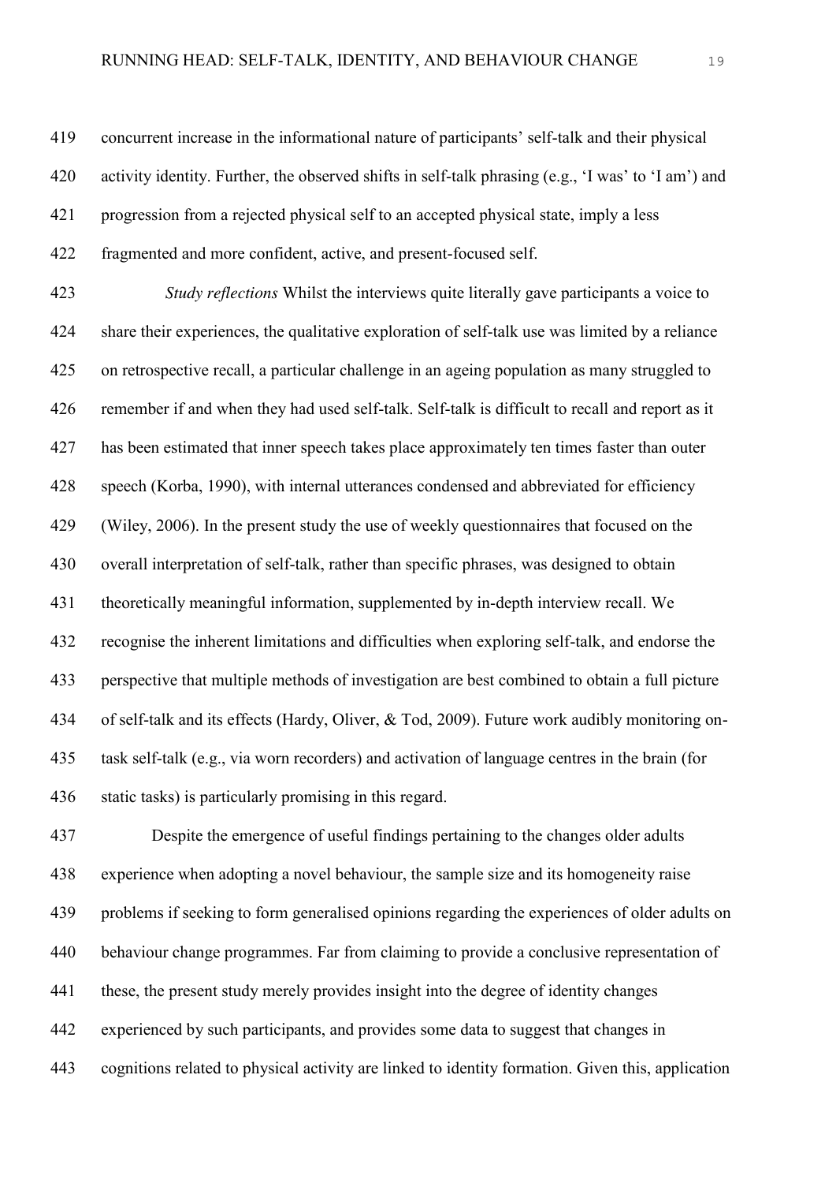concurrent increase in the informational nature of participants' self-talk and their physical activity identity. Further, the observed shifts in self-talk phrasing (e.g., 'I was' to 'I am') and progression from a rejected physical self to an accepted physical state, imply a less fragmented and more confident, active, and present-focused self.

*Study reflections* Whilst the interviews quite literally gave participants a voice to share their experiences, the qualitative exploration of self-talk use was limited by a reliance on retrospective recall, a particular challenge in an ageing population as many struggled to remember if and when they had used self-talk. Self-talk is difficult to recall and report as it has been estimated that inner speech takes place approximately ten times faster than outer speech (Korba, 1990), with internal utterances condensed and abbreviated for efficiency (Wiley, 2006). In the present study the use of weekly questionnaires that focused on the overall interpretation of self-talk, rather than specific phrases, was designed to obtain theoretically meaningful information, supplemented by in-depth interview recall. We recognise the inherent limitations and difficulties when exploring self-talk, and endorse the perspective that multiple methods of investigation are best combined to obtain a full picture of self-talk and its effects (Hardy, Oliver, & Tod, 2009). Future work audibly monitoring on-task self-talk (e.g., via worn recorders) and activation of language centres in the brain (for static tasks) is particularly promising in this regard.

Despite the emergence of useful findings pertaining to the changes older adults experience when adopting a novel behaviour, the sample size and its homogeneity raise problems if seeking to form generalised opinions regarding the experiences of older adults on behaviour change programmes. Far from claiming to provide a conclusive representation of these, the present study merely provides insight into the degree of identity changes experienced by such participants, and provides some data to suggest that changes in cognitions related to physical activity are linked to identity formation. Given this, application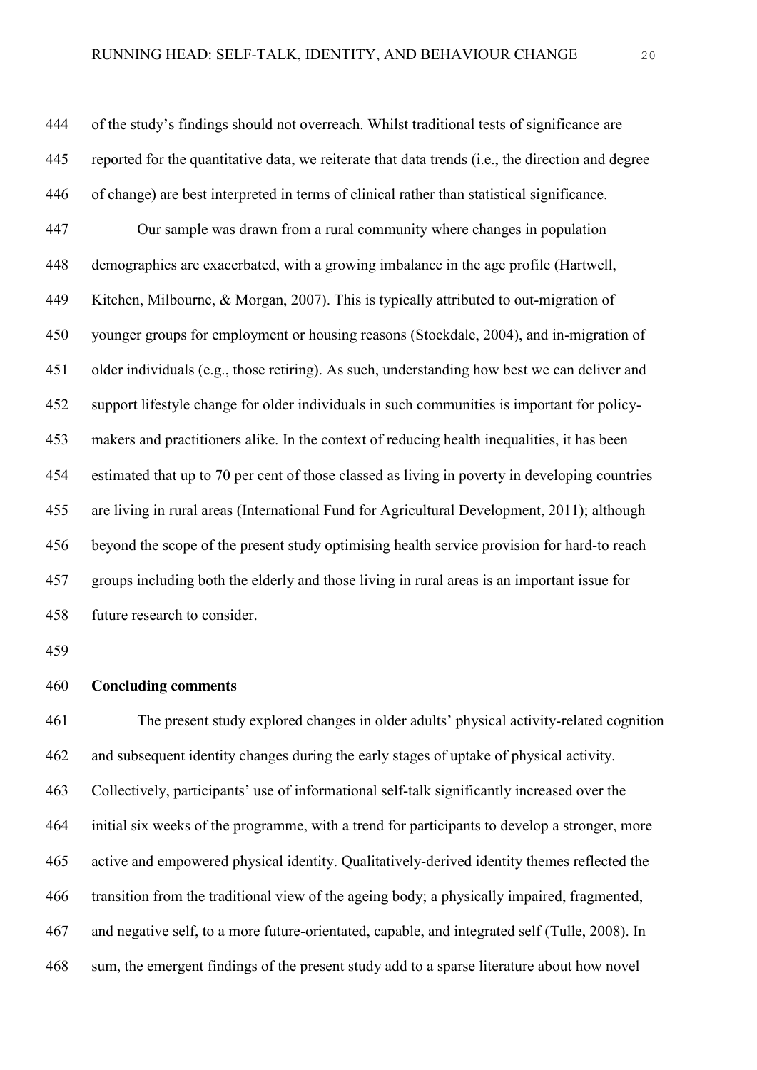of the study's findings should not overreach. Whilst traditional tests of significance are reported for the quantitative data, we reiterate that data trends (i.e., the direction and degree of change) are best interpreted in terms of clinical rather than statistical significance.

Our sample was drawn from a rural community where changes in population demographics are exacerbated, with a growing imbalance in the age profile (Hartwell, Kitchen, Milbourne, & Morgan, 2007). This is typically attributed to out-migration of younger groups for employment or housing reasons (Stockdale, 2004), and in-migration of older individuals (e.g., those retiring). As such, understanding how best we can deliver and support lifestyle change for older individuals in such communities is important for policy-makers and practitioners alike. In the context of reducing health inequalities, it has been estimated that up to 70 per cent of those classed as living in poverty in developing countries are living in rural areas (International Fund for Agricultural Development, 2011); although beyond the scope of the present study optimising health service provision for hard-to reach groups including both the elderly and those living in rural areas is an important issue for future research to consider.

**Concluding comments**

The present study explored changes in older adults' physical activity-related cognition and subsequent identity changes during the early stages of uptake of physical activity. Collectively, participants' use of informational self-talk significantly increased over the initial six weeks of the programme, with a trend for participants to develop a stronger, more active and empowered physical identity. Qualitatively-derived identity themes reflected the transition from the traditional view of the ageing body; a physically impaired, fragmented, and negative self, to a more future-orientated, capable, and integrated self (Tulle, 2008). In sum, the emergent findings of the present study add to a sparse literature about how novel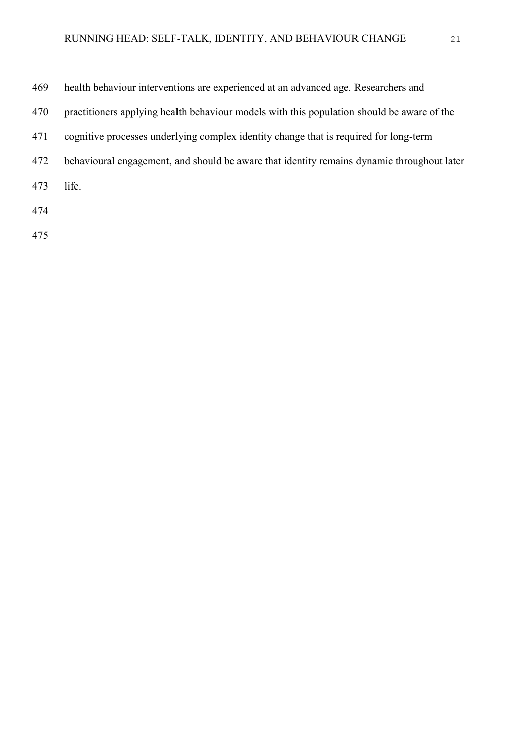health behaviour interventions are experienced at an advanced age. Researchers and practitioners applying health behaviour models with this population should be aware of the cognitive processes underlying complex identity change that is required for long-term behavioural engagement, and should be aware that identity remains dynamic throughout later life.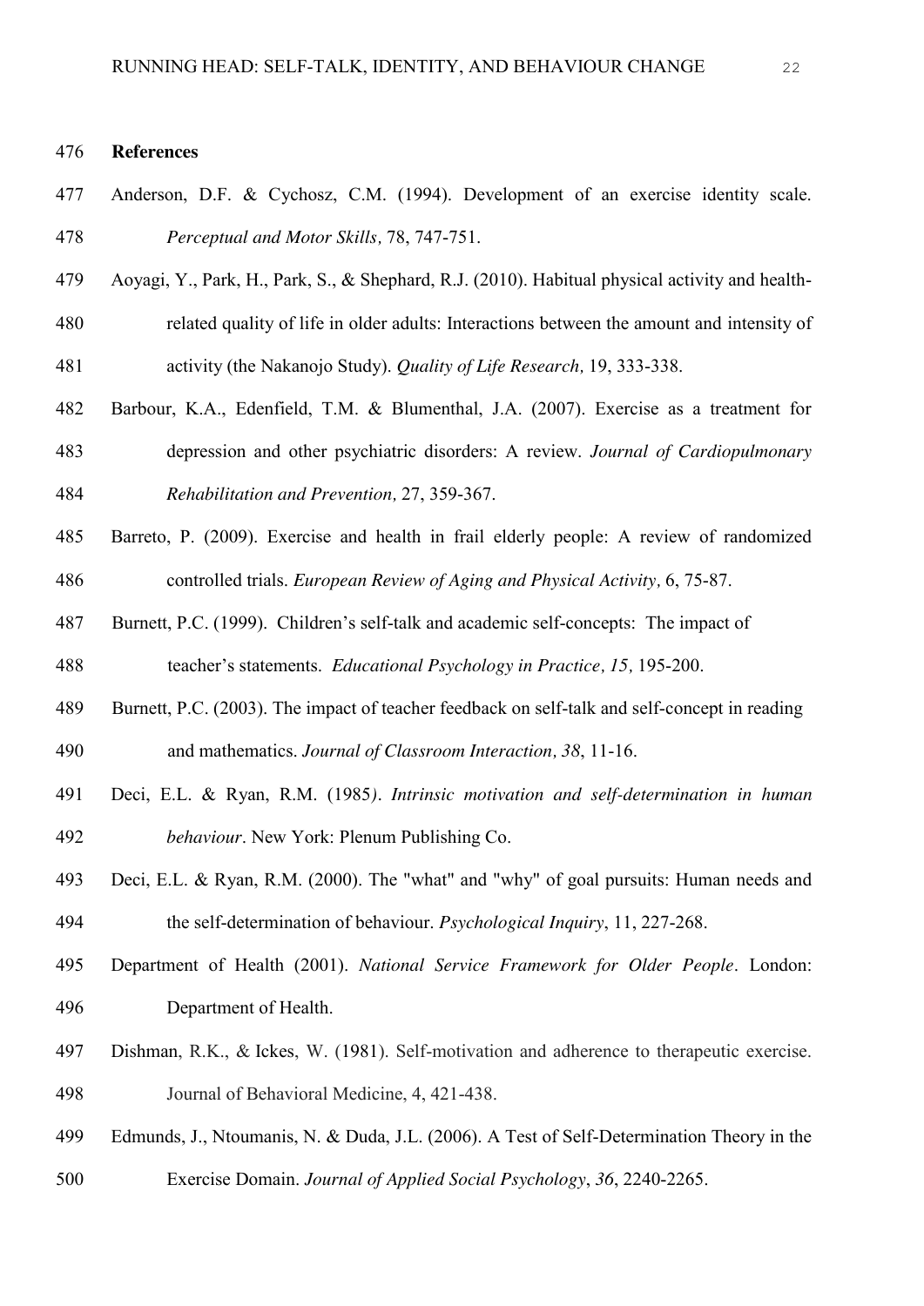## References

Anderson, D.F. & Cychosz, C.M. (1994). Development of an exercise identity scale. *Perceptual and Motor Skills,* 78, 747-751.

Aoyagi, Y., Park, H., Park, S., & Shephard, R.J. (2010). Habitual physical activity and health-related quality of life in older adults: Interactions between the amount and intensity of activity (the Nakanojo Study). *Quality of Life Research,* 19, 333-338.

Barbour, K.A., Edenfield, T.M. & Blumenthal, J.A. (2007). Exercise as a treatment for depression and other psychiatric disorders: A review. *Journal of Cardiopulmonary Rehabilitation and Prevention,* 27, 359-367.

Barreto, P. (2009). Exercise and health in frail elderly people: A review of randomized controlled trials. *European Review of Aging and Physical Activity,* 6, 75-87.

Burnett, P.C. (1999). Children's self-talk and academic self-concepts: The impact of teacher's statements. *Educational Psychology in Practice, 15,* 195-200.

Burnett, P.C. (2003). The impact of teacher feedback on self-talk and self-concept in reading and mathematics. *Journal of Classroom Interaction, 38*, 11-16.

Deci, E.L. & Ryan, R.M. (1985). *Intrinsic motivation and self-determination in human behaviour*. New York: Plenum Publishing Co.

Deci, E.L. & Ryan, R.M. (2000). The "what" and "why" of goal pursuits: Human needs and the self-determination of behaviour. *Psychological Inquiry*, 11, 227-268.

Department of Health (2001). *National Service Framework for Older People*. London: Department of Health.

Dishman, R.K., & Ickes, W. (1981). Self-motivation and adherence to therapeutic exercise. Journal of Behavioral Medicine, 4, 421-438.

Edmunds, J., Ntoumanis, N. & Duda, J.L. (2006). A Test of Self-Determination Theory in the Exercise Domain. *Journal of Applied Social Psychology*, *36*, 2240-2265.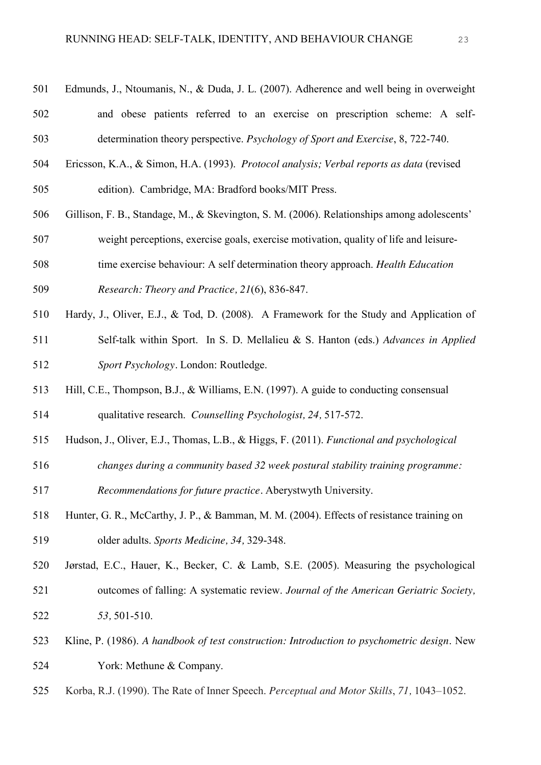Edmunds, J., Ntoumanis, N., & Duda, J. L. (2007). Adherence and well being in overweight and obese patients referred to an exercise on prescription scheme: A self-determination theory perspective. *Psychology of Sport and Exercise*, 8, 722-740.

Ericsson, K.A., & Simon, H.A. (1993). *Protocol analysis; Verbal reports as data* (revised edition). Cambridge, MA: Bradford books/MIT Press.

Gillison, F. B., Standage, M., & Skevington, S. M. (2006). Relationships among adolescents' weight perceptions, exercise goals, exercise motivation, quality of life and leisure-time exercise behaviour: A self determination theory approach. *Health Education Research: Theory and Practice, 21*(6), 836-847.

Hardy, J., Oliver, E.J., & Tod, D. (2008). A Framework for the Study and Application of Self-talk within Sport. In S. D. Mellalieu & S. Hanton (eds.) *Advances in Applied Sport Psychology*. London: Routledge.

Hill, C.E., Thompson, B.J., & Williams, E.N. (1997). A guide to conducting consensual qualitative research. *Counselling Psychologist, 24,* 517-572.

Hudson, J., Oliver, E.J., Thomas, L.B., & Higgs, F. (2011). *Functional and psychological changes during a community based 32 week postural stability training programme: Recommendations for future practice*. Aberystwyth University.

Hunter, G. R., McCarthy, J. P., & Bamman, M. M. (2004). Effects of resistance training on older adults. *Sports Medicine, 34,* 329-348.

Jørstad, E.C., Hauer, K., Becker, C. & Lamb, S.E. (2005). Measuring the psychological outcomes of falling: A systematic review. *Journal of the American Geriatric Society, 53,* 501-510.

Kline, P. (1986). *A handbook of test construction: Introduction to psychometric design*. New York: Methune & Company.

Korba, R.J. (1990). The Rate of Inner Speech. *Perceptual and Motor Skills*, *71,* 1043–1052.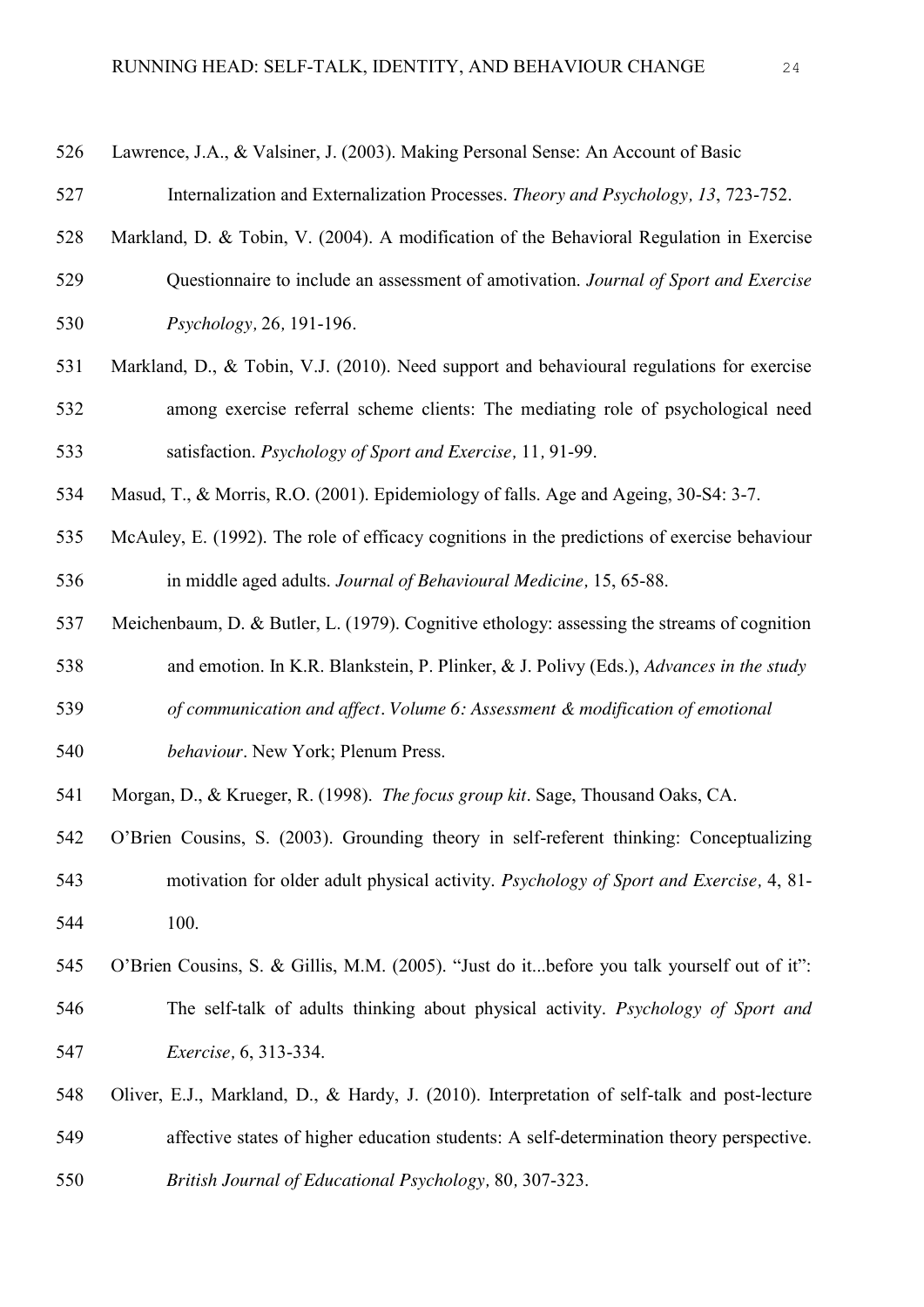Lawrence, J.A., & Valsiner, J. (2003). Making Personal Sense: An Account of Basic Internalization and Externalization Processes. *Theory and Psychology, 13*, 723-752.

Markland, D. & Tobin, V. (2004). A modification of the Behavioral Regulation in Exercise Questionnaire to include an assessment of amotivation. *Journal of Sport and Exercise Psychology,* 26*,* 191-196.

Markland, D., & Tobin, V.J. (2010). Need support and behavioural regulations for exercise among exercise referral scheme clients: The mediating role of psychological need satisfaction. *Psychology of Sport and Exercise,* 11*,* 91-99.

Masud, T., & Morris, R.O. (2001). Epidemiology of falls. Age and Ageing, 30-S4: 3-7.

McAuley, E. (1992). The role of efficacy cognitions in the predictions of exercise behaviour in middle aged adults. *Journal of Behavioural Medicine,* 15, 65-88.

Meichenbaum, D. & Butler, L. (1979). Cognitive ethology: assessing the streams of cognition and emotion. In K.R. Blankstein, P. Plinker, & J. Polivy (Eds.), *Advances in the study of communication and affect*. *Volume 6: Assessment & modification of emotional behaviour*. New York; Plenum Press.

Morgan, D., & Krueger, R. (1998). *The focus group kit*. Sage, Thousand Oaks, CA.

O'Brien Cousins, S. (2003). Grounding theory in self-referent thinking: Conceptualizing motivation for older adult physical activity. *Psychology of Sport and Exercise,* 4, 81-100.

O'Brien Cousins, S. & Gillis, M.M. (2005). "Just do it...before you talk yourself out of it": The self-talk of adults thinking about physical activity. *Psychology of Sport and Exercise,* 6, 313-334.

Oliver, E.J., Markland, D., & Hardy, J. (2010). Interpretation of self-talk and post-lecture affective states of higher education students: A self-determination theory perspective. *British Journal of Educational Psychology,* 80*,* 307-323.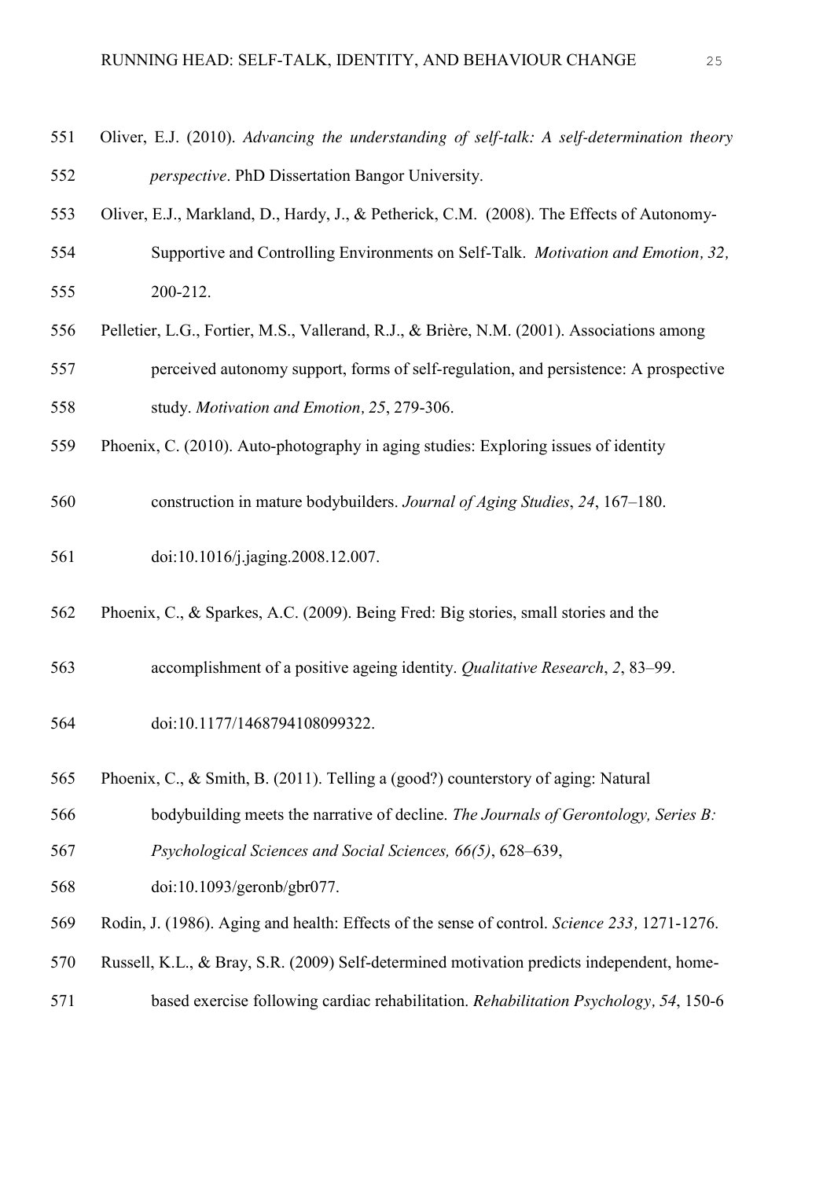Oliver, E.J. (2010). *Advancing the understanding of self-talk: A self-determination theory perspective*. PhD Dissertation Bangor University.

Oliver, E.J., Markland, D., Hardy, J., & Petherick, C.M. (2008). The Effects of Autonomy-Supportive and Controlling Environments on Self-Talk. *Motivation and Emotion, 32,* 200-212.

Pelletier, L.G., Fortier, M.S., Vallerand, R.J., & Brière, N.M. (2001). Associations among perceived autonomy support, forms of self-regulation, and persistence: A prospective study. *Motivation and Emotion, 25*, 279-306.

Phoenix, C. (2010). Auto-photography in aging studies: Exploring issues of identity construction in mature bodybuilders. *Journal of Aging Studies*, *24*, 167–180. doi:10.1016/j.jaging.2008.12.007.

Phoenix, C., & Sparkes, A.C. (2009). Being Fred: Big stories, small stories and the accomplishment of a positive ageing identity. *Qualitative Research*, *2*, 83–99. doi:10.1177/1468794108099322.

Phoenix, C., & Smith, B. (2011). Telling a (good?) counterstory of aging: Natural bodybuilding meets the narrative of decline. *The Journals of Gerontology, Series B: Psychological Sciences and Social Sciences, 66(5)*, 628–639, doi:10.1093/geronb/gbr077.

Rodin, J. (1986). Aging and health: Effects of the sense of control. *Science 233,* 1271-1276.

Russell, K.L., & Bray, S.R. (2009) Self-determined motivation predicts independent, home-based exercise following cardiac rehabilitation. *Rehabilitation Psychology, 54*, 150-6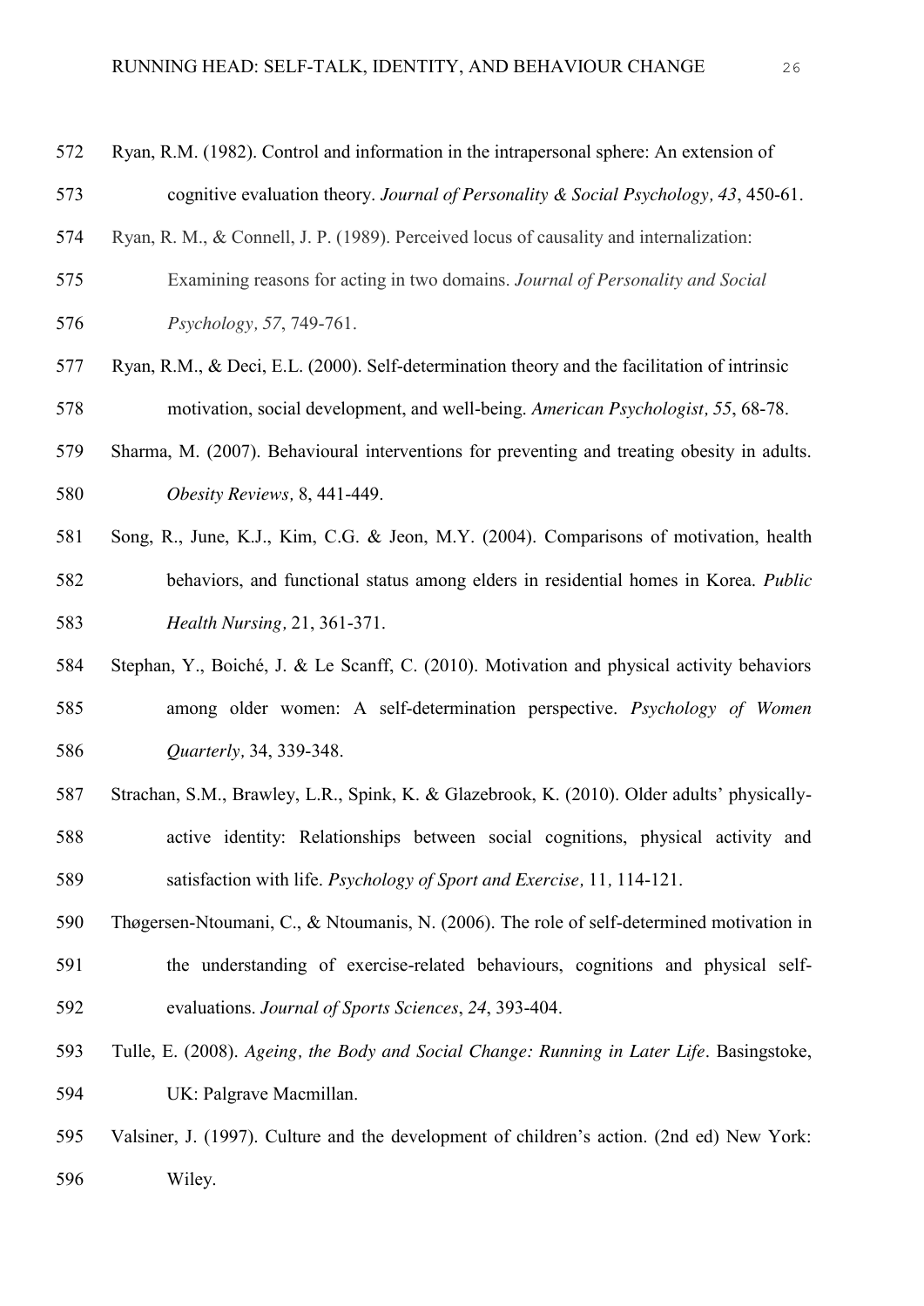Ryan, R.M. (1982). Control and information in the intrapersonal sphere: An extension of cognitive evaluation theory. *Journal of Personality & Social Psychology, 43*, 450-61.

Ryan, R. M., & Connell, J. P. (1989). Perceived locus of causality and internalization: Examining reasons for acting in two domains. *Journal of Personality and Social Psychology, 57*, 749-761.

Ryan, R.M., & Deci, E.L. (2000). Self-determination theory and the facilitation of intrinsic motivation, social development, and well-being. *American Psychologist, 55*, 68-78.

Sharma, M. (2007). Behavioural interventions for preventing and treating obesity in adults. *Obesity Reviews,* 8, 441-449.

Song, R., June, K.J., Kim, C.G. & Jeon, M.Y. (2004). Comparisons of motivation, health behaviors, and functional status among elders in residential homes in Korea. *Public Health Nursing,* 21, 361-371.

Stephan, Y., Boiché, J. & Le Scanff, C. (2010). Motivation and physical activity behaviors among older women: A self-determination perspective. *Psychology of Women Quarterly,* 34, 339-348.

Strachan, S.M., Brawley, L.R., Spink, K. & Glazebrook, K. (2010). Older adults' physically-active identity: Relationships between social cognitions, physical activity and satisfaction with life. *Psychology of Sport and Exercise,* 11, 114-121.

Thøgersen-Ntoumani, C., & Ntoumanis, N. (2006). The role of self-determined motivation in the understanding of exercise-related behaviours, cognitions and physical self-evaluations. *Journal of Sports Sciences*, *24*, 393-404.

Tulle, E. (2008). *Ageing, the Body and Social Change: Running in Later Life*. Basingstoke, UK: Palgrave Macmillan.

Valsiner, J. (1997). Culture and the development of children's action. (2nd ed) New York: Wiley.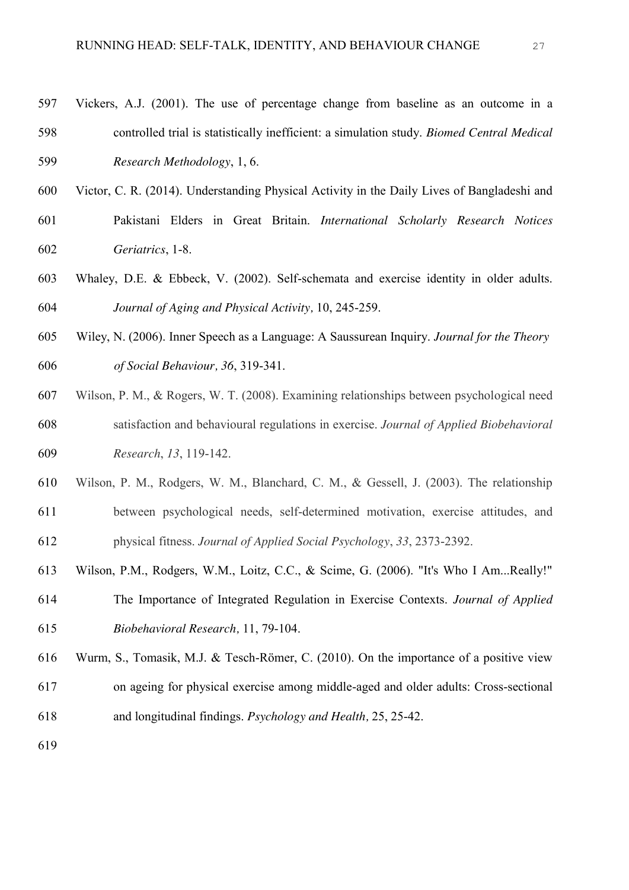Vickers, A.J. (2001). The use of percentage change from baseline as an outcome in a controlled trial is statistically inefficient: a simulation study. *Biomed Central Medical Research Methodology*, 1, 6.

Victor, C. R. (2014). Understanding Physical Activity in the Daily Lives of Bangladeshi and Pakistani Elders in Great Britain. *International Scholarly Research Notices Geriatrics*, 1-8.

Whaley, D.E. & Ebbeck, V. (2002). Self-schemata and exercise identity in older adults. *Journal of Aging and Physical Activity,* 10, 245-259.

Wiley, N. (2006). Inner Speech as a Language: A Saussurean Inquiry. *Journal for the Theory of Social Behaviour, 36*, 319-341.

Wilson, P. M., & Rogers, W. T. (2008). Examining relationships between psychological need satisfaction and behavioural regulations in exercise. *Journal of Applied Biobehavioral Research*, *13*, 119-142.

Wilson, P. M., Rodgers, W. M., Blanchard, C. M., & Gessell, J. (2003). The relationship between psychological needs, self-determined motivation, exercise attitudes, and physical fitness. *Journal of Applied Social Psychology*, *33*, 2373-2392.

Wilson, P.M., Rodgers, W.M., Loitz, C.C., & Scime, G. (2006). "It's Who I Am...Really!" The Importance of Integrated Regulation in Exercise Contexts. *Journal of Applied Biobehavioral Research,* 11, 79-104.

Wurm, S., Tomasik, M.J. & Tesch-Römer, C. (2010). On the importance of a positive view on ageing for physical exercise among middle-aged and older adults: Cross-sectional and longitudinal findings. *Psychology and Health,* 25, 25-42.